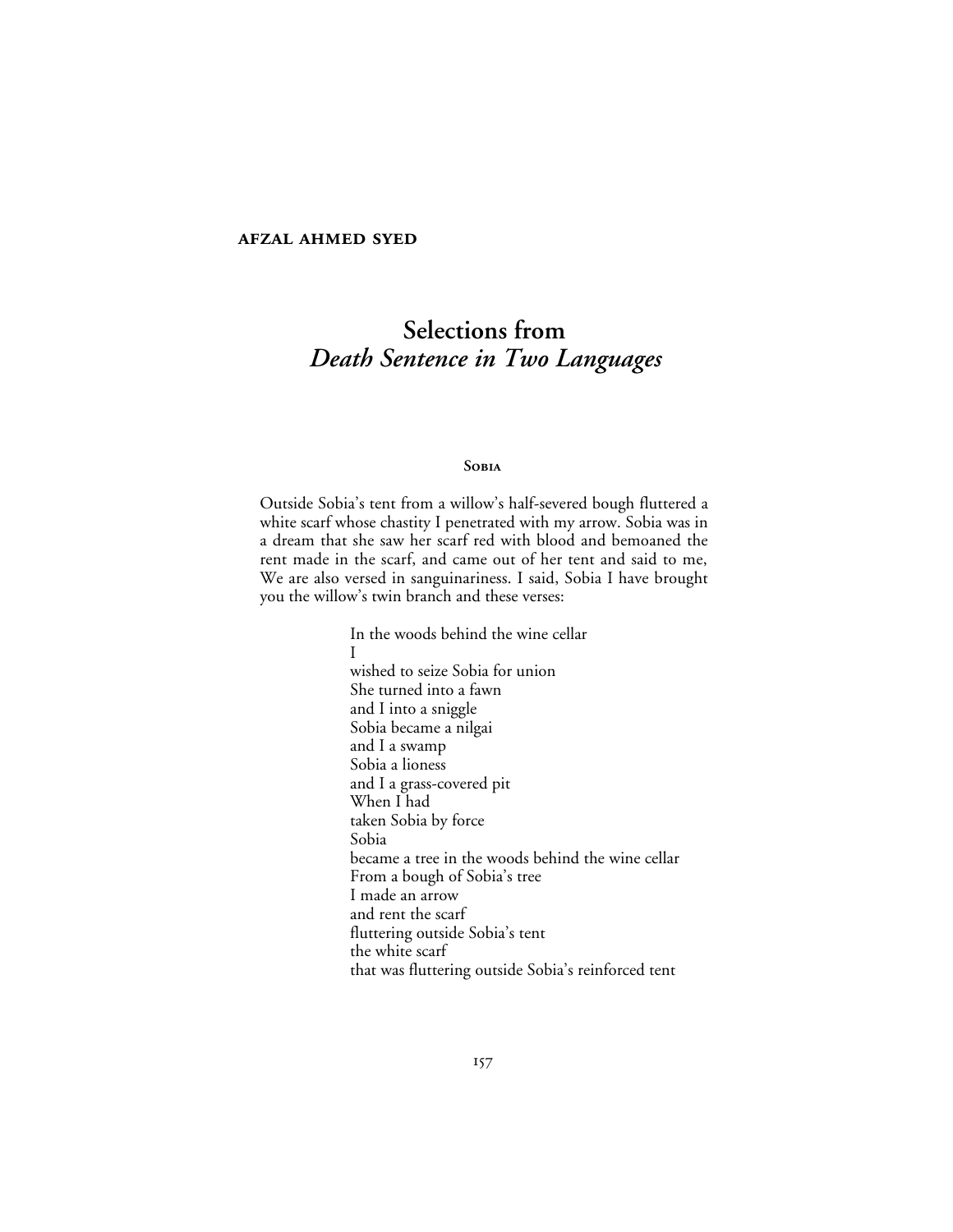**AFZAL AHMED SYED**

# Selections from *Death Sentence in Two Languages*

## Sobia

Outside Sobia's tent from a willow's half-severed bough fluttered a white scarf whose chastity I penetrated with my arrow. Sobia was in a dream that she saw her scarf red with blood and bemoaned the rent made in the scarf, and came out of her tent and said to me, We are also versed in sanguinariness. I said, Sobia I have brought you the willow's twin branch and these verses:

> In the woods behind the wine cellar
> I
> wished to seize Sobia for union
> She turned into a fawn
> and I into a sniggle
> Sobia became a nilgai
> and I a swamp
> Sobia a lioness
> and I a grass-covered pit
> When I had
> taken Sobia by force
> Sobia
> became a tree in the woods behind the wine cellar
> From a bough of Sobia's tree
> I made an arrow
> and rent the scarf
> fluttering outside Sobia's tent
> the white scarf
> that was fluttering outside Sobia's reinforced tent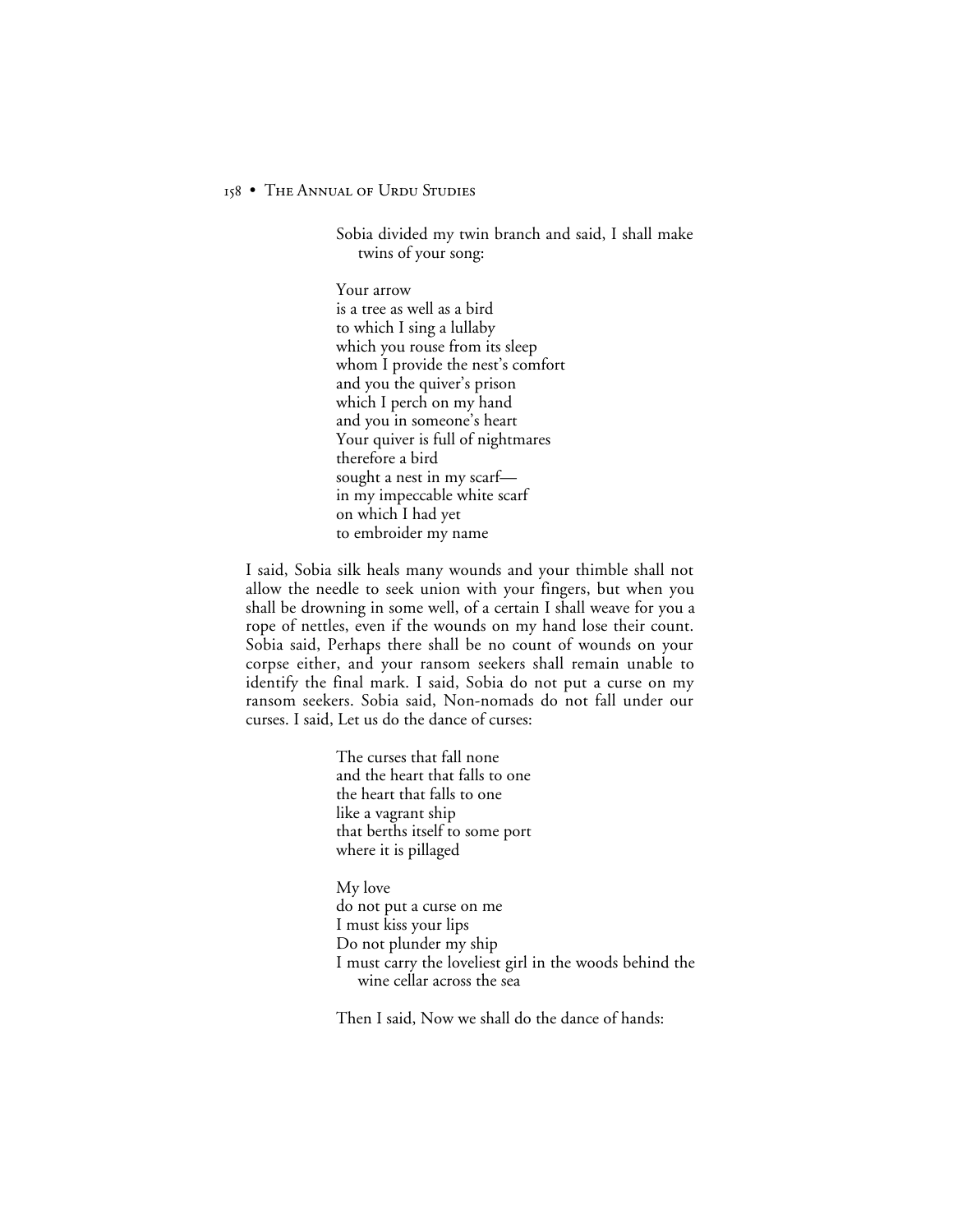Sobia divided my twin branch and said, I shall make twins of your song:

Your arrow  
is a tree as well as a bird  
to which I sing a lullaby  
which you rouse from its sleep  
whom I provide the nest's comfort  
and you the quiver's prison  
which I perch on my hand  
and you in someone's heart  
Your quiver is full of nightmares  
therefore a bird  
sought a nest in my scarf—  
in my impeccable white scarf  
on which I had yet  
to embroider my name

I said, Sobia silk heals many wounds and your thimble shall not allow the needle to seek union with your fingers, but when you shall be drowning in some well, of a certain I shall weave for you a rope of nettles, even if the wounds on my hand lose their count. Sobia said, Perhaps there shall be no count of wounds on your corpse either, and your ransom seekers shall remain unable to identify the final mark. I said, Sobia do not put a curse on my ransom seekers. Sobia said, Non-nomads do not fall under our curses. I said, Let us do the dance of curses:

The curses that fall none  
and the heart that falls to one  
the heart that falls to one  
like a vagrant ship  
that berths itself to some port  
where it is pillaged

My love  
do not put a curse on me  
I must kiss your lips  
Do not plunder my ship  
I must carry the loveliest girl in the woods behind the wine cellar across the sea

Then I said, Now we shall do the dance of hands: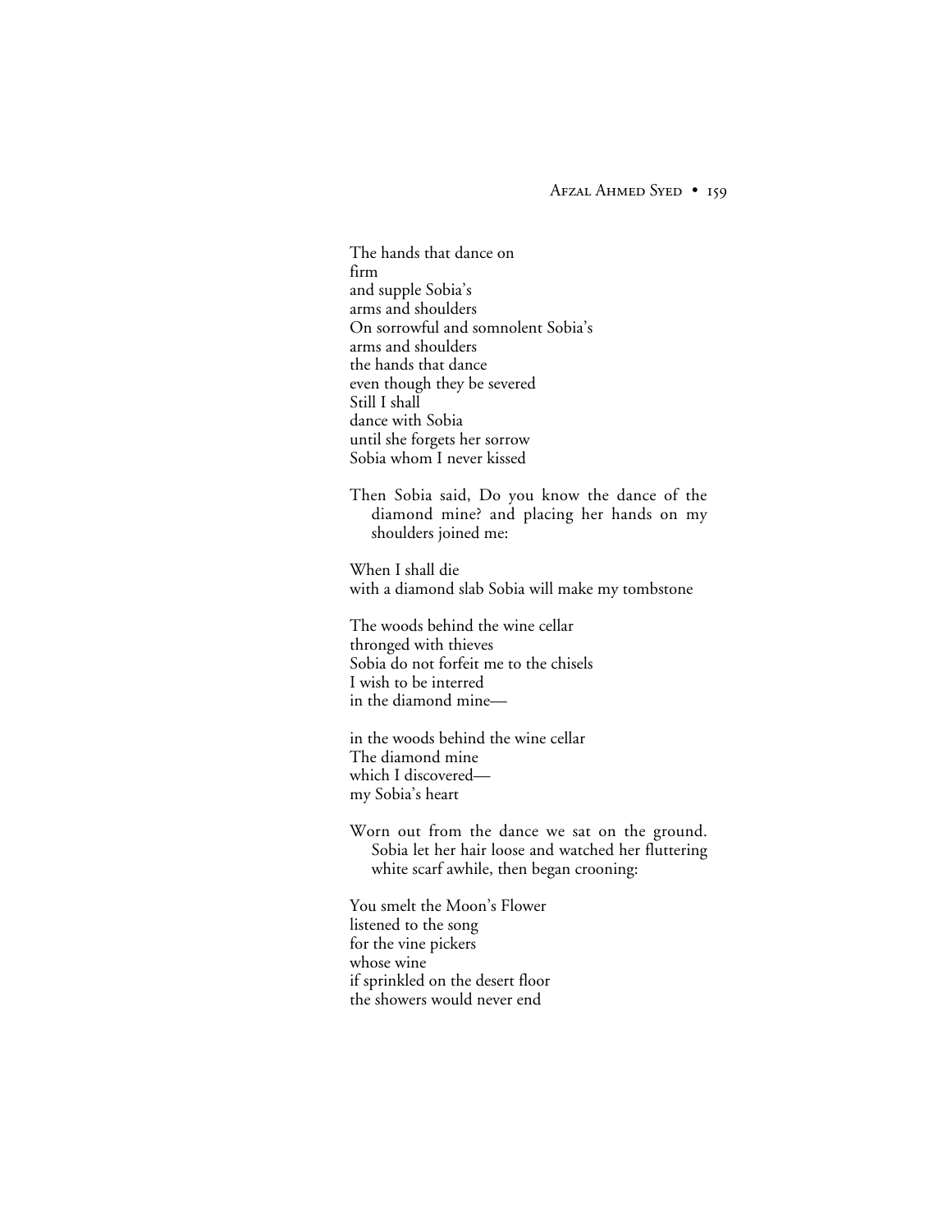The hands that dance on  
firm  
and supple Sobia's  
arms and shoulders  
On sorrowful and somnolent Sobia's  
arms and shoulders  
the hands that dance  
even though they be severed  
Still I shall  
dance with Sobia  
until she forgets her sorrow  
Sobia whom I never kissed

Then Sobia said, Do you know the dance of the diamond mine? and placing her hands on my shoulders joined me:

When I shall die  
with a diamond slab Sobia will make my tombstone

The woods behind the wine cellar  
thronged with thieves  
Sobia do not forfeit me to the chisels  
I wish to be interred  
in the diamond mine—

in the woods behind the wine cellar  
The diamond mine  
which I discovered—  
my Sobia's heart

Worn out from the dance we sat on the ground. Sobia let her hair loose and watched her fluttering white scarf awhile, then began crooning:

You smelt the Moon's Flower  
listened to the song  
for the vine pickers  
whose wine  
if sprinkled on the desert floor  
the showers would never end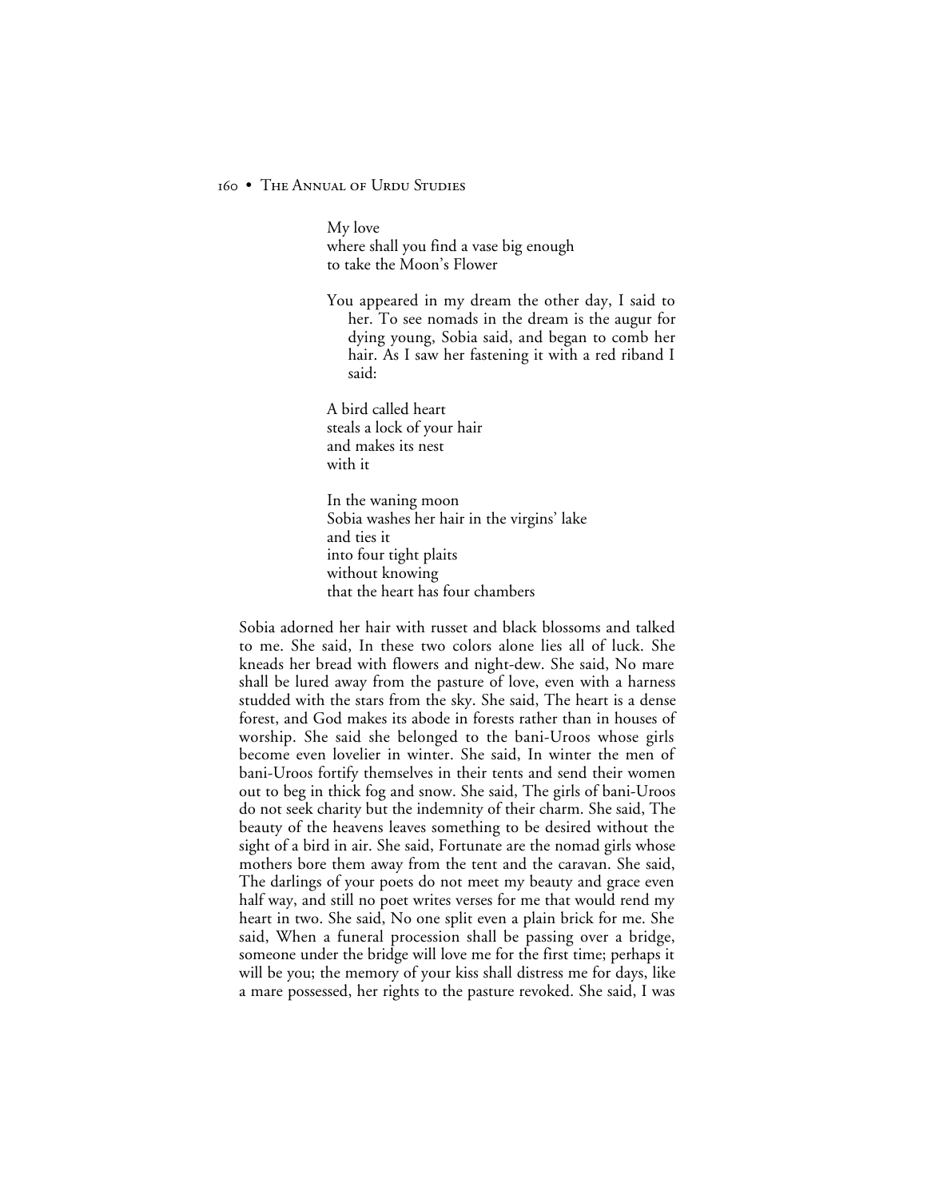My love  
where shall you find a vase big enough  
to take the Moon's Flower

You appeared in my dream the other day, I said to her. To see nomads in the dream is the augur for dying young, Sobia said, and began to comb her hair. As I saw her fastening it with a red riband I said:

A bird called heart  
steals a lock of your hair  
and makes its nest  
with it

In the waning moon  
Sobia washes her hair in the virgins' lake  
and ties it  
into four tight plaits  
without knowing  
that the heart has four chambers

Sobia adorned her hair with russet and black blossoms and talked to me. She said, In these two colors alone lies all of luck. She kneads her bread with flowers and night-dew. She said, No mare shall be lured away from the pasture of love, even with a harness studded with the stars from the sky. She said, The heart is a dense forest, and God makes its abode in forests rather than in houses of worship. She said she belonged to the bani-Uroos whose girls become even lovelier in winter. She said, In winter the men of bani-Uroos fortify themselves in their tents and send their women out to beg in thick fog and snow. She said, The girls of bani-Uroos do not seek charity but the indemnity of their charm. She said, The beauty of the heavens leaves something to be desired without the sight of a bird in air. She said, Fortunate are the nomad girls whose mothers bore them away from the tent and the caravan. She said, The darlings of your poets do not meet my beauty and grace even half way, and still no poet writes verses for me that would rend my heart in two. She said, No one split even a plain brick for me. She said, When a funeral procession shall be passing over a bridge, someone under the bridge will love me for the first time; perhaps it will be you; the memory of your kiss shall distress me for days, like a mare possessed, her rights to the pasture revoked. She said, I was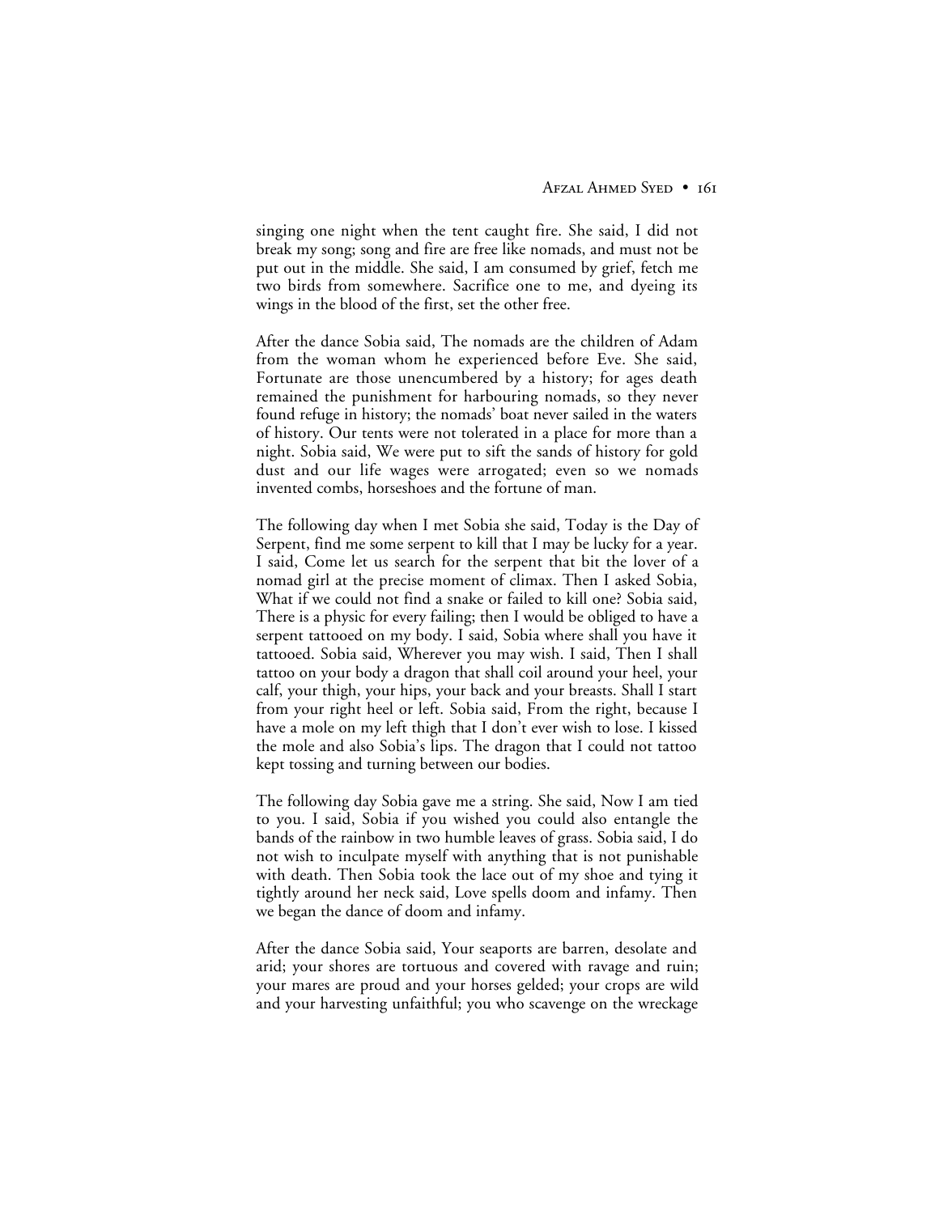singing one night when the tent caught fire. She said, I did not break my song; song and fire are free like nomads, and must not be put out in the middle. She said, I am consumed by grief, fetch me two birds from somewhere. Sacrifice one to me, and dyeing its wings in the blood of the first, set the other free.

After the dance Sobia said, The nomads are the children of Adam from the woman whom he experienced before Eve. She said, Fortunate are those unencumbered by a history; for ages death remained the punishment for harbouring nomads, so they never found refuge in history; the nomads' boat never sailed in the waters of history. Our tents were not tolerated in a place for more than a night. Sobia said, We were put to sift the sands of history for gold dust and our life wages were arrogated; even so we nomads invented combs, horseshoes and the fortune of man.

The following day when I met Sobia she said, Today is the Day of Serpent, find me some serpent to kill that I may be lucky for a year. I said, Come let us search for the serpent that bit the lover of a nomad girl at the precise moment of climax. Then I asked Sobia, What if we could not find a snake or failed to kill one? Sobia said, There is a physic for every failing; then I would be obliged to have a serpent tattooed on my body. I said, Sobia where shall you have it tattooed. Sobia said, Wherever you may wish. I said, Then I shall tattoo on your body a dragon that shall coil around your heel, your calf, your thigh, your hips, your back and your breasts. Shall I start from your right heel or left. Sobia said, From the right, because I have a mole on my left thigh that I don't ever wish to lose. I kissed the mole and also Sobia's lips. The dragon that I could not tattoo kept tossing and turning between our bodies.

The following day Sobia gave me a string. She said, Now I am tied to you. I said, Sobia if you wished you could also entangle the bands of the rainbow in two humble leaves of grass. Sobia said, I do not wish to inculpate myself with anything that is not punishable with death. Then Sobia took the lace out of my shoe and tying it tightly around her neck said, Love spells doom and infamy. Then we began the dance of doom and infamy.

After the dance Sobia said, Your seaports are barren, desolate and arid; your shores are tortuous and covered with ravage and ruin; your mares are proud and your horses gelded; your crops are wild and your harvesting unfaithful; you who scavenge on the wreckage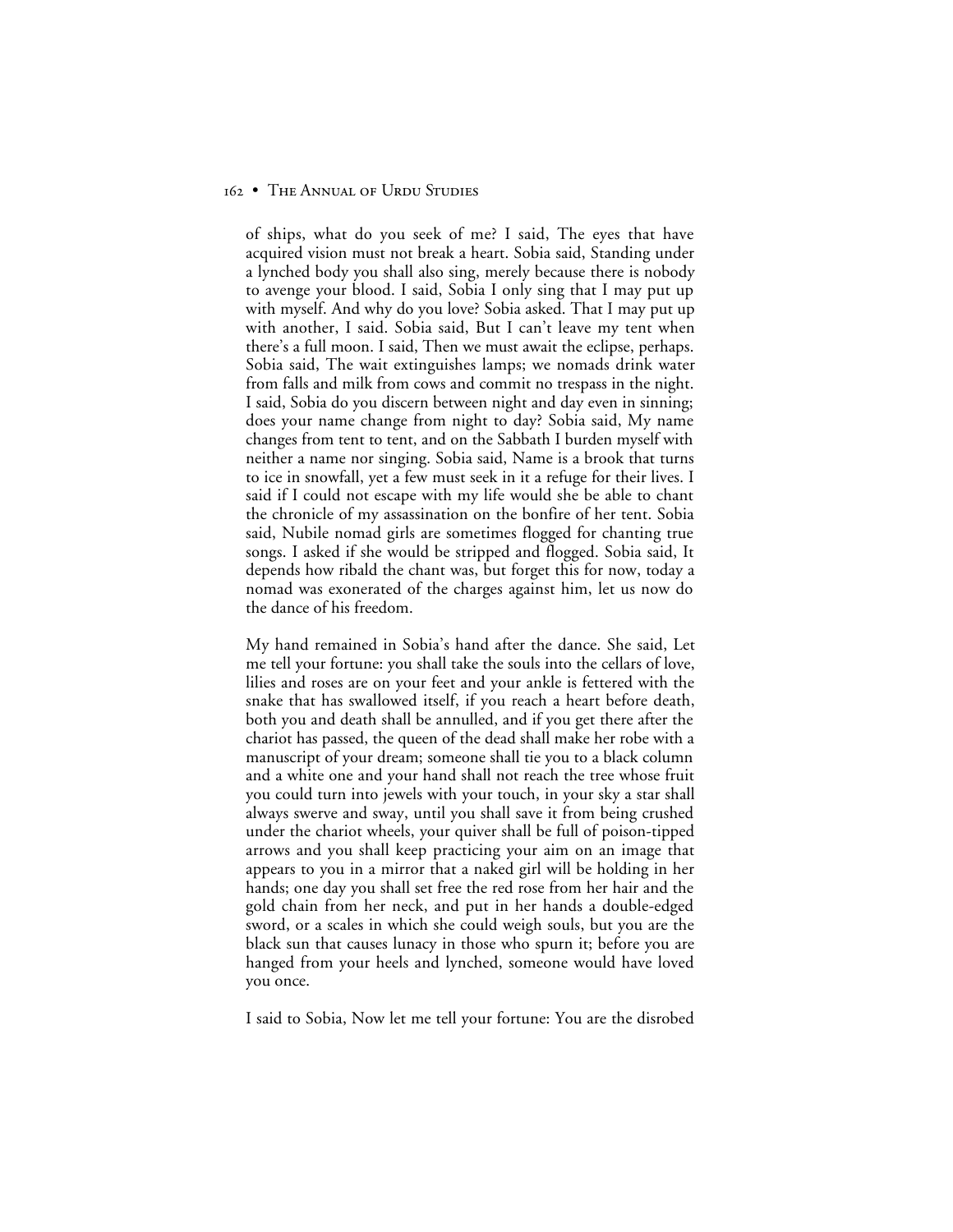of ships, what do you seek of me? I said, The eyes that have acquired vision must not break a heart. Sobia said, Standing under a lynched body you shall also sing, merely because there is nobody to avenge your blood. I said, Sobia I only sing that I may put up with myself. And why do you love? Sobia asked. That I may put up with another, I said. Sobia said, But I can't leave my tent when there's a full moon. I said, Then we must await the eclipse, perhaps. Sobia said, The wait extinguishes lamps; we nomads drink water from falls and milk from cows and commit no trespass in the night. I said, Sobia do you discern between night and day even in sinning; does your name change from night to day? Sobia said, My name changes from tent to tent, and on the Sabbath I burden myself with neither a name nor singing. Sobia said, Name is a brook that turns to ice in snowfall, yet a few must seek in it a refuge for their lives. I said if I could not escape with my life would she be able to chant the chronicle of my assassination on the bonfire of her tent. Sobia said, Nubile nomad girls are sometimes flogged for chanting true songs. I asked if she would be stripped and flogged. Sobia said, It depends how ribald the chant was, but forget this for now, today a nomad was exonerated of the charges against him, let us now do the dance of his freedom.

My hand remained in Sobia's hand after the dance. She said, Let me tell your fortune: you shall take the souls into the cellars of love, lilies and roses are on your feet and your ankle is fettered with the snake that has swallowed itself, if you reach a heart before death, both you and death shall be annulled, and if you get there after the chariot has passed, the queen of the dead shall make her robe with a manuscript of your dream; someone shall tie you to a black column and a white one and your hand shall not reach the tree whose fruit you could turn into jewels with your touch, in your sky a star shall always swerve and sway, until you shall save it from being crushed under the chariot wheels, your quiver shall be full of poison-tipped arrows and you shall keep practicing your aim on an image that appears to you in a mirror that a naked girl will be holding in her hands; one day you shall set free the red rose from her hair and the gold chain from her neck, and put in her hands a double-edged sword, or a scales in which she could weigh souls, but you are the black sun that causes lunacy in those who spurn it; before you are hanged from your heels and lynched, someone would have loved you once.

I said to Sobia, Now let me tell your fortune: You are the disrobed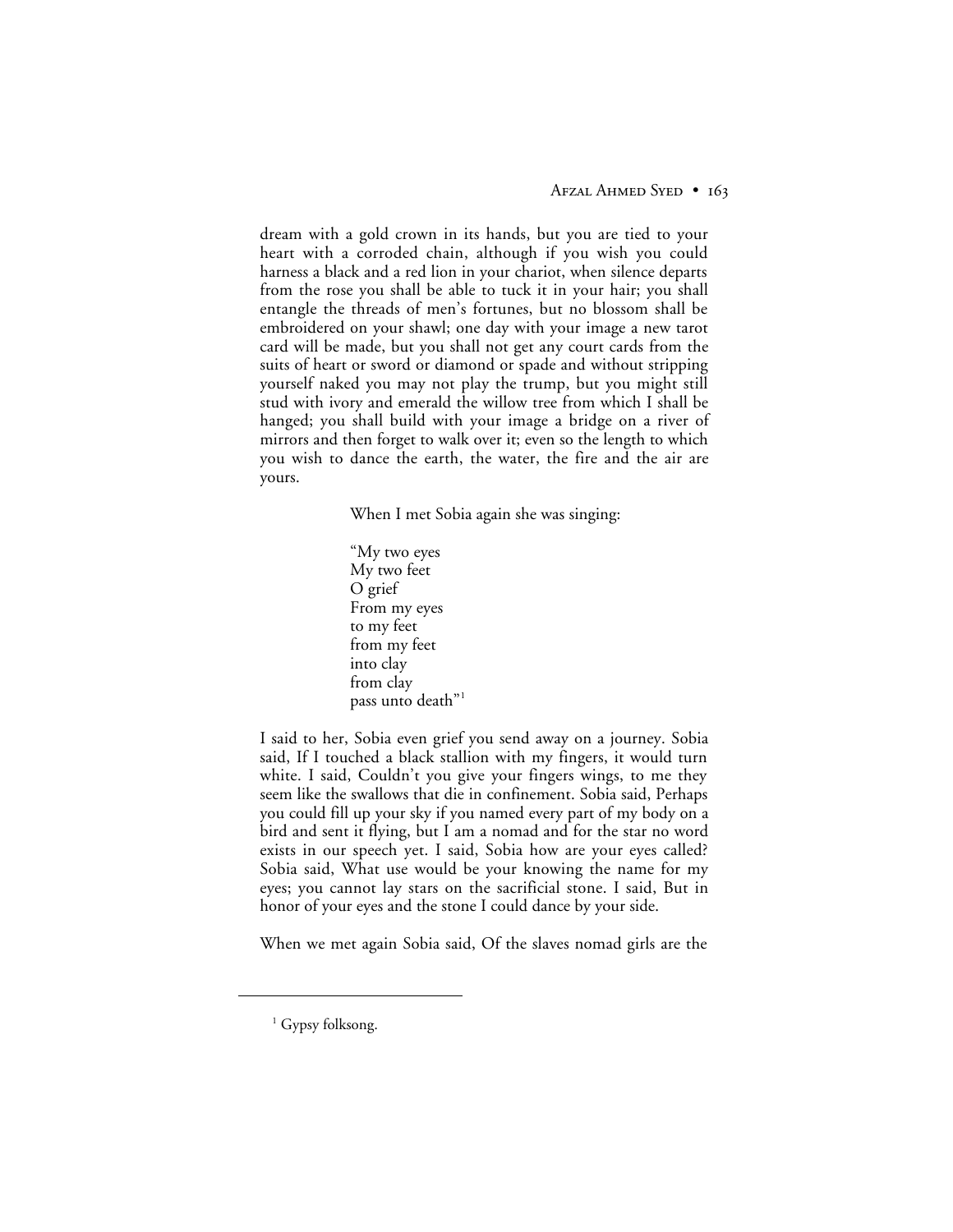dream with a gold crown in its hands, but you are tied to your heart with a corroded chain, although if you wish you could harness a black and a red lion in your chariot, when silence departs from the rose you shall be able to tuck it in your hair; you shall entangle the threads of men's fortunes, but no blossom shall be embroidered on your shawl; one day with your image a new tarot card will be made, but you shall not get any court cards from the suits of heart or sword or diamond or spade and without stripping yourself naked you may not play the trump, but you might still stud with ivory and emerald the willow tree from which I shall be hanged; you shall build with your image a bridge on a river of mirrors and then forget to walk over it; even so the length to which you wish to dance the earth, the water, the fire and the air are yours.

When I met Sobia again she was singing:

"My two eyes  
My two feet  
O grief  
From my eyes  
to my feet  
from my feet  
into clay  
from clay  
pass unto death"[1]

I said to her, Sobia even grief you send away on a journey. Sobia said, If I touched a black stallion with my fingers, it would turn white. I said, Couldn't you give your fingers wings, to me they seem like the swallows that die in confinement. Sobia said, Perhaps you could fill up your sky if you named every part of my body on a bird and sent it flying, but I am a nomad and for the star no word exists in our speech yet. I said, Sobia how are your eyes called? Sobia said, What use would be your knowing the name for my eyes; you cannot lay stars on the sacrificial stone. I said, But in honor of your eyes and the stone I could dance by your side.

When we met again Sobia said, Of the slaves nomad girls are the

---

[1] Gypsy folksong.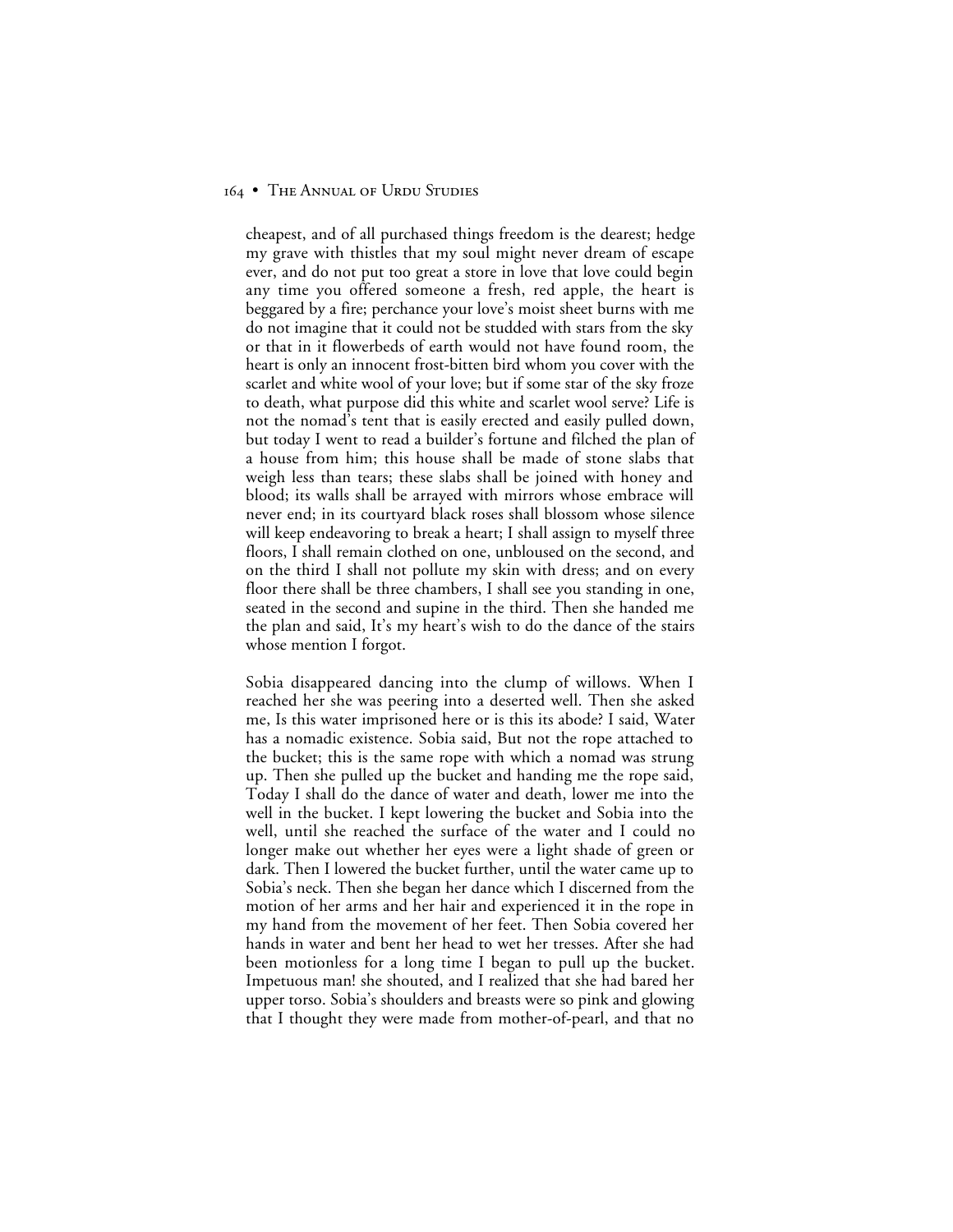cheapest, and of all purchased things freedom is the dearest; hedge my grave with thistles that my soul might never dream of escape ever, and do not put too great a store in love that love could begin any time you offered someone a fresh, red apple, the heart is beggared by a fire; perchance your love's moist sheet burns with me do not imagine that it could not be studded with stars from the sky or that in it flowerbeds of earth would not have found room, the heart is only an innocent frost-bitten bird whom you cover with the scarlet and white wool of your love; but if some star of the sky froze to death, what purpose did this white and scarlet wool serve? Life is not the nomad's tent that is easily erected and easily pulled down, but today I went to read a builder's fortune and filched the plan of a house from him; this house shall be made of stone slabs that weigh less than tears; these slabs shall be joined with honey and blood; its walls shall be arrayed with mirrors whose embrace will never end; in its courtyard black roses shall blossom whose silence will keep endeavoring to break a heart; I shall assign to myself three floors, I shall remain clothed on one, unbloused on the second, and on the third I shall not pollute my skin with dress; and on every floor there shall be three chambers, I shall see you standing in one, seated in the second and supine in the third. Then she handed me the plan and said, It's my heart's wish to do the dance of the stairs whose mention I forgot.

Sobia disappeared dancing into the clump of willows. When I reached her she was peering into a deserted well. Then she asked me, Is this water imprisoned here or is this its abode? I said, Water has a nomadic existence. Sobia said, But not the rope attached to the bucket; this is the same rope with which a nomad was strung up. Then she pulled up the bucket and handing me the rope said, Today I shall do the dance of water and death, lower me into the well in the bucket. I kept lowering the bucket and Sobia into the well, until she reached the surface of the water and I could no longer make out whether her eyes were a light shade of green or dark. Then I lowered the bucket further, until the water came up to Sobia's neck. Then she began her dance which I discerned from the motion of her arms and her hair and experienced it in the rope in my hand from the movement of her feet. Then Sobia covered her hands in water and bent her head to wet her tresses. After she had been motionless for a long time I began to pull up the bucket. Impetuous man! she shouted, and I realized that she had bared her upper torso. Sobia's shoulders and breasts were so pink and glowing that I thought they were made from mother-of-pearl, and that no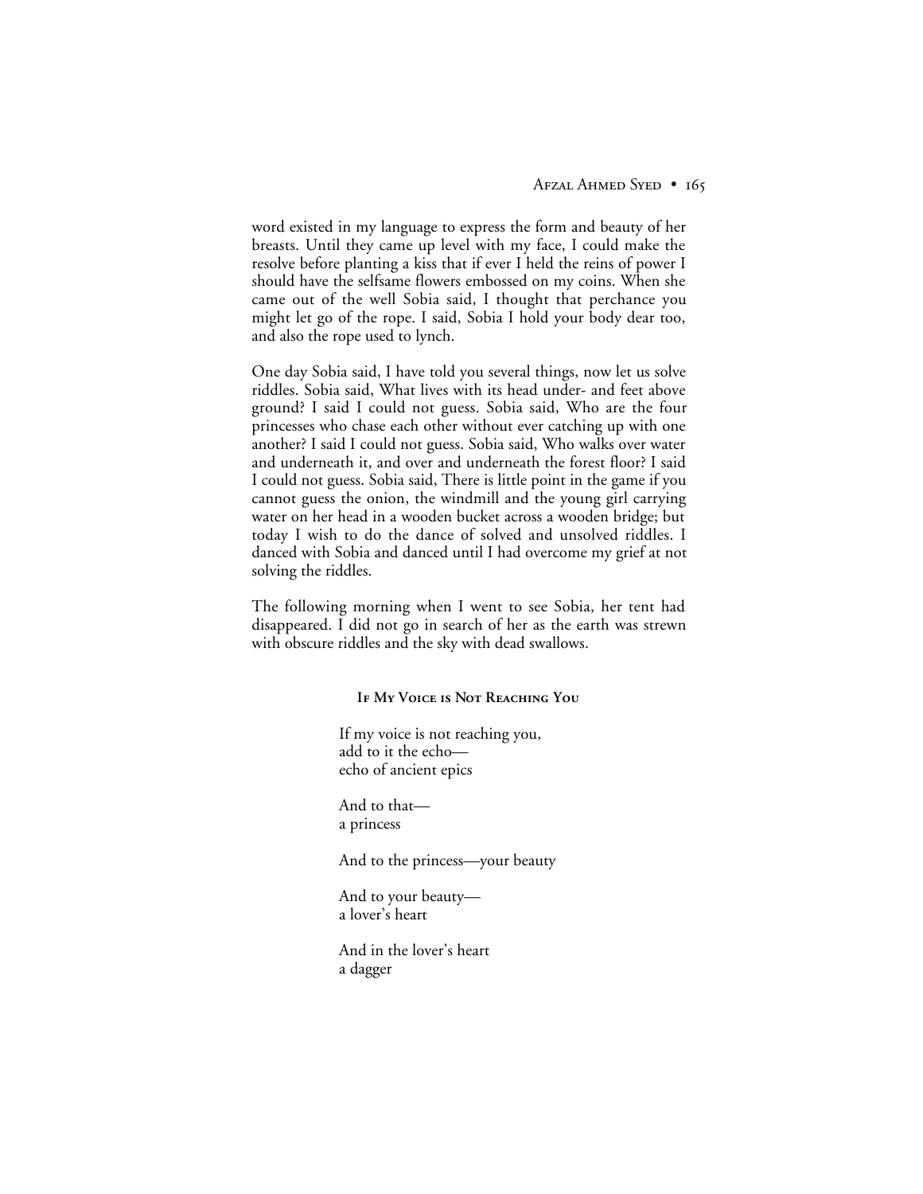word existed in my language to express the form and beauty of her breasts. Until they came up level with my face, I could make the resolve before planting a kiss that if ever I held the reins of power I should have the selfsame flowers embossed on my coins. When she came out of the well Sobia said, I thought that perchance you might let go of the rope. I said, Sobia I hold your body dear too, and also the rope used to lynch.

One day Sobia said, I have told you several things, now let us solve riddles. Sobia said, What lives with its head under- and feet above ground? I said I could not guess. Sobia said, Who are the four princesses who chase each other without ever catching up with one another? I said I could not guess. Sobia said, Who walks over water and underneath it, and over and underneath the forest floor? I said I could not guess. Sobia said, There is little point in the game if you cannot guess the onion, the windmill and the young girl carrying water on her head in a wooden bucket across a wooden bridge; but today I wish to do the dance of solved and unsolved riddles. I danced with Sobia and danced until I had overcome my grief at not solving the riddles.

The following morning when I went to see Sobia, her tent had disappeared. I did not go in search of her as the earth was strewn with obscure riddles and the sky with dead swallows.

### If My Voice is Not Reaching You

If my voice is not reaching you,  
add to it the echo—  
echo of ancient epics

And to that—  
a princess

And to the princess—your beauty

And to your beauty—  
a lover's heart

And in the lover's heart  
a dagger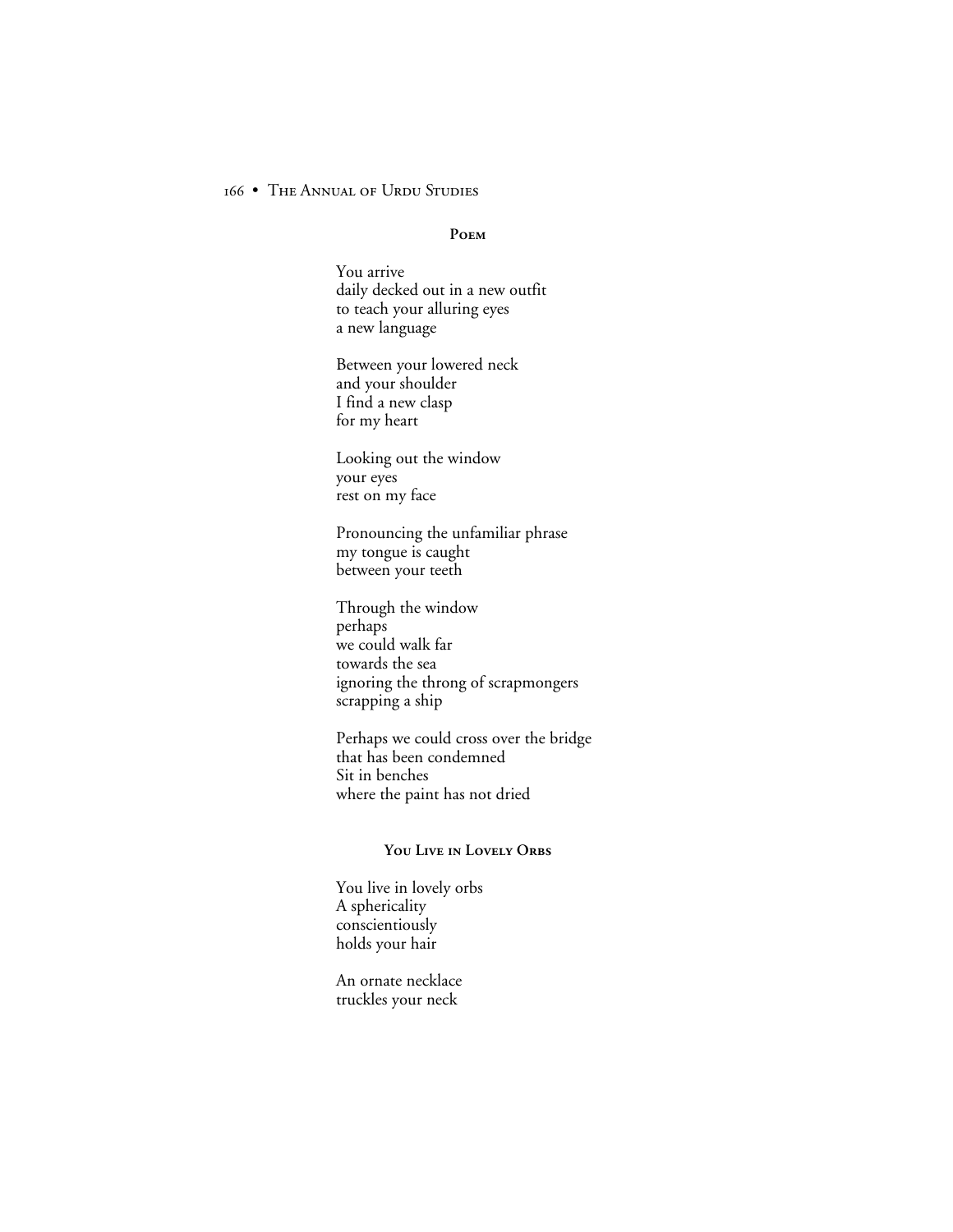### Poem

You arrive
daily decked out in a new outfit
to teach your alluring eyes
a new language

Between your lowered neck
and your shoulder
I find a new clasp
for my heart

Looking out the window
your eyes
rest on my face

Pronouncing the unfamiliar phrase
my tongue is caught
between your teeth

Through the window
perhaps
we could walk far
towards the sea
ignoring the throng of scrapmongers
scrapping a ship

Perhaps we could cross over the bridge
that has been condemned
Sit in benches
where the paint has not dried

### You Live in Lovely Orbs

You live in lovely orbs
A sphericality
conscientiously
holds your hair

An ornate necklace
truckles your neck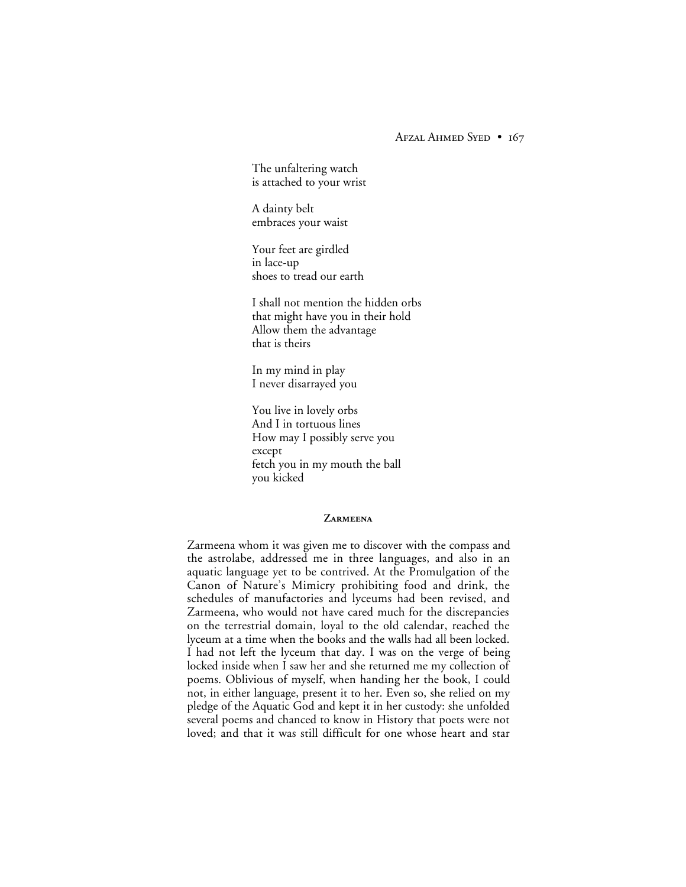The unfaltering watch
is attached to your wrist

A dainty belt
embraces your waist

Your feet are girdled
in lace-up
shoes to tread our earth

I shall not mention the hidden orbs
that might have you in their hold
Allow them the advantage
that is theirs

In my mind in play
I never disarrayed you

You live in lovely orbs
And I in tortuous lines
How may I possibly serve you
except
fetch you in my mouth the ball
you kicked

## Zarmeena

Zarmeena whom it was given me to discover with the compass and the astrolabe, addressed me in three languages, and also in an aquatic language yet to be contrived. At the Promulgation of the Canon of Nature's Mimicry prohibiting food and drink, the schedules of manufactories and lyceums had been revised, and Zarmeena, who would not have cared much for the discrepancies on the terrestrial domain, loyal to the old calendar, reached the lyceum at a time when the books and the walls had all been locked. I had not left the lyceum that day. I was on the verge of being locked inside when I saw her and she returned me my collection of poems. Oblivious of myself, when handing her the book, I could not, in either language, present it to her. Even so, she relied on my pledge of the Aquatic God and kept it in her custody: she unfolded several poems and chanced to know in History that poets were not loved; and that it was still difficult for one whose heart and star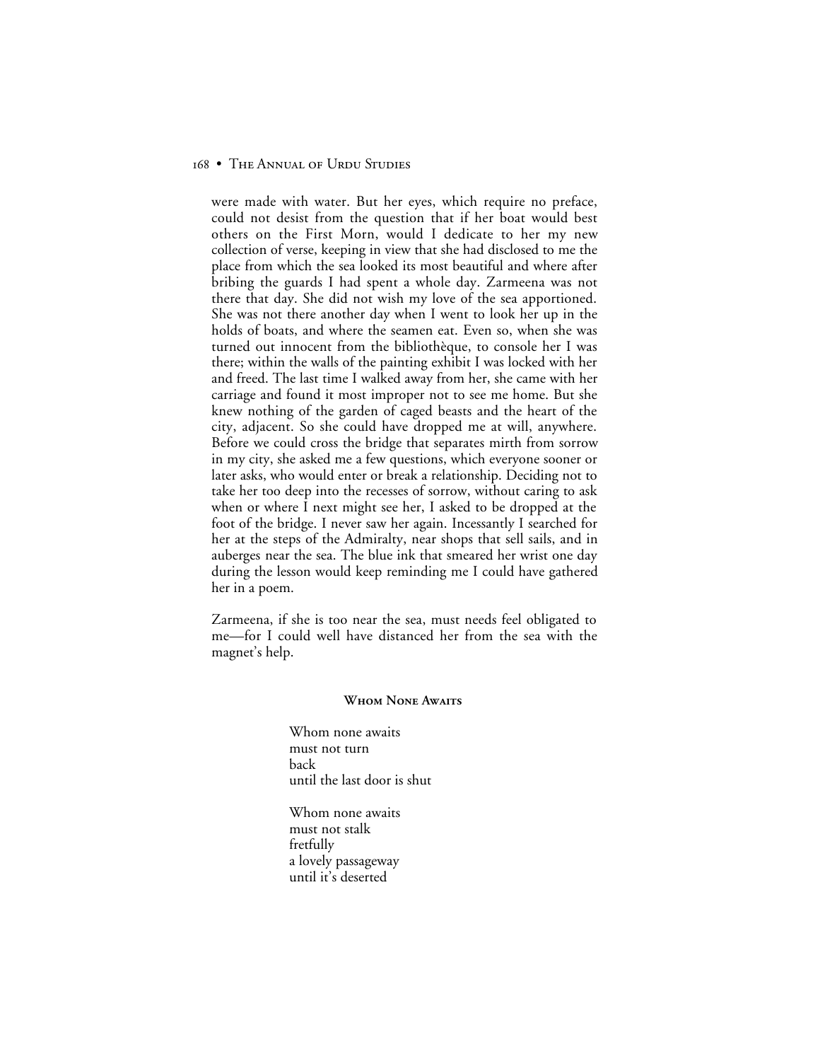were made with water. But her eyes, which require no preface, could not desist from the question that if her boat would best others on the First Morn, would I dedicate to her my new collection of verse, keeping in view that she had disclosed to me the place from which the sea looked its most beautiful and where after bribing the guards I had spent a whole day. Zarmeena was not there that day. She did not wish my love of the sea apportioned. She was not there another day when I went to look her up in the holds of boats, and where the seamen eat. Even so, when she was turned out innocent from the bibliothèque, to console her I was there; within the walls of the painting exhibit I was locked with her and freed. The last time I walked away from her, she came with her carriage and found it most improper not to see me home. But she knew nothing of the garden of caged beasts and the heart of the city, adjacent. So she could have dropped me at will, anywhere. Before we could cross the bridge that separates mirth from sorrow in my city, she asked me a few questions, which everyone sooner or later asks, who would enter or break a relationship. Deciding not to take her too deep into the recesses of sorrow, without caring to ask when or where I next might see her, I asked to be dropped at the foot of the bridge. I never saw her again. Incessantly I searched for her at the steps of the Admiralty, near shops that sell sails, and in auberges near the sea. The blue ink that smeared her wrist one day during the lesson would keep reminding me I could have gathered her in a poem.

Zarmeena, if she is too near the sea, must needs feel obligated to me—for I could well have distanced her from the sea with the magnet's help.

#### Whom None Awaits

Whom none awaits  
must not turn  
back  
until the last door is shut

Whom none awaits  
must not stalk  
fretfully  
a lovely passageway  
until it's deserted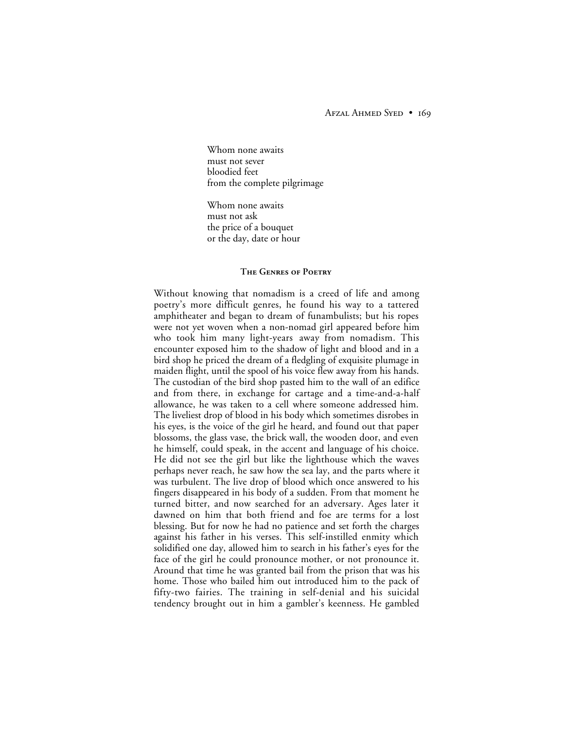Whom none awaits
must not sever
bloodied feet
from the complete pilgrimage

Whom none awaits
must not ask
the price of a bouquet
or the day, date or hour

### The Genres of Poetry

Without knowing that nomadism is a creed of life and among poetry's more difficult genres, he found his way to a tattered amphitheater and began to dream of funambulists; but his ropes were not yet woven when a non-nomad girl appeared before him who took him many light-years away from nomadism. This encounter exposed him to the shadow of light and blood and in a bird shop he priced the dream of a fledgling of exquisite plumage in maiden flight, until the spool of his voice flew away from his hands. The custodian of the bird shop pasted him to the wall of an edifice and from there, in exchange for cartage and a time-and-a-half allowance, he was taken to a cell where someone addressed him. The liveliest drop of blood in his body which sometimes disrobes in his eyes, is the voice of the girl he heard, and found out that paper blossoms, the glass vase, the brick wall, the wooden door, and even he himself, could speak, in the accent and language of his choice. He did not see the girl but like the lighthouse which the waves perhaps never reach, he saw how the sea lay, and the parts where it was turbulent. The live drop of blood which once answered to his fingers disappeared in his body of a sudden. From that moment he turned bitter, and now searched for an adversary. Ages later it dawned on him that both friend and foe are terms for a lost blessing. But for now he had no patience and set forth the charges against his father in his verses. This self-instilled enmity which solidified one day, allowed him to search in his father's eyes for the face of the girl he could pronounce mother, or not pronounce it. Around that time he was granted bail from the prison that was his home. Those who bailed him out introduced him to the pack of fifty-two fairies. The training in self-denial and his suicidal tendency brought out in him a gambler's keenness. He gambled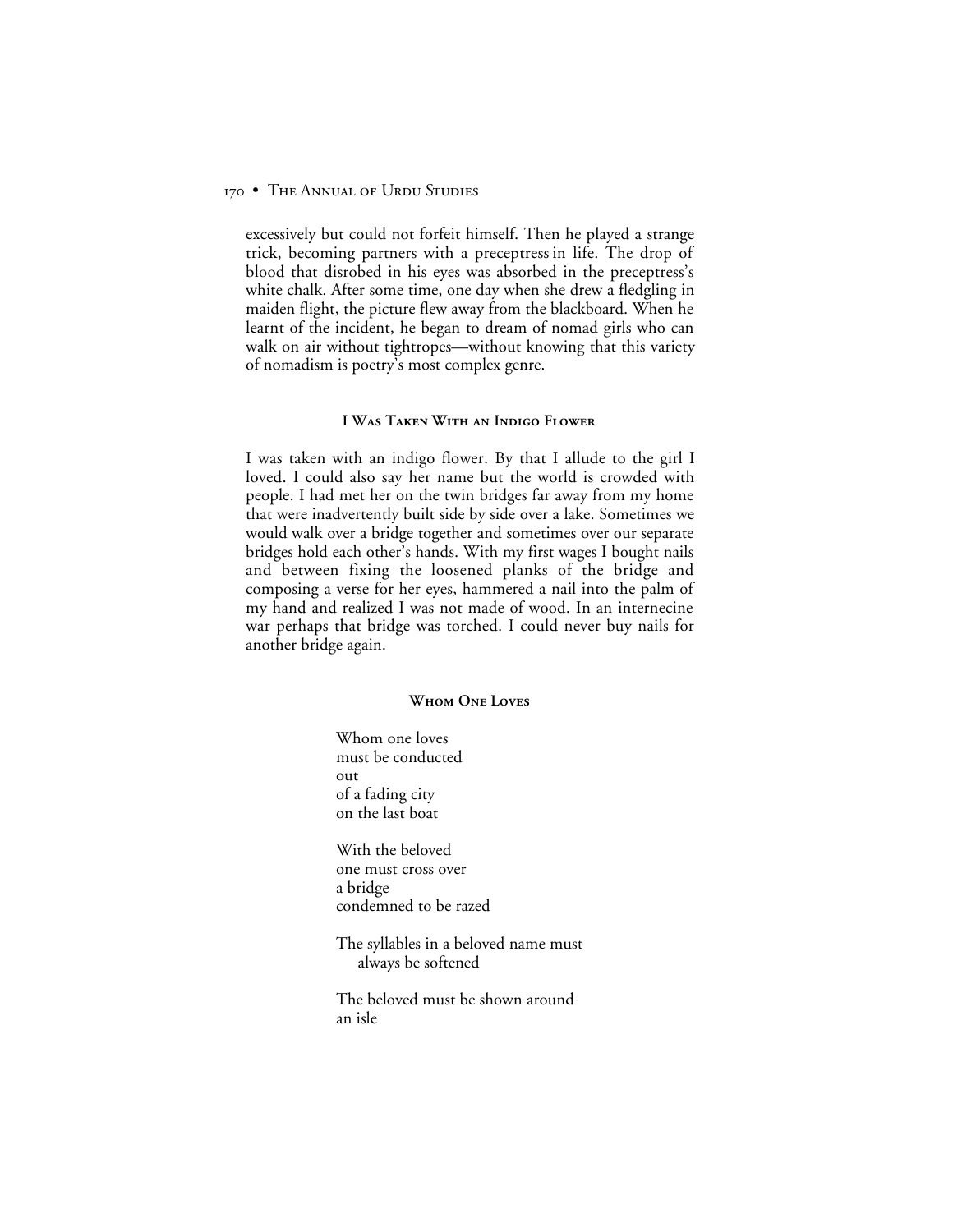excessively but could not forfeit himself. Then he played a strange trick, becoming partners with a preceptress in life. The drop of blood that disrobed in his eyes was absorbed in the preceptress's white chalk. After some time, one day when she drew a fledgling in maiden flight, the picture flew away from the blackboard. When he learnt of the incident, he began to dream of nomad girls who can walk on air without tightropes—without knowing that this variety of nomadism is poetry's most complex genre.

### I Was Taken With an Indigo Flower

I was taken with an indigo flower. By that I allude to the girl I loved. I could also say her name but the world is crowded with people. I had met her on the twin bridges far away from my home that were inadvertently built side by side over a lake. Sometimes we would walk over a bridge together and sometimes over our separate bridges hold each other's hands. With my first wages I bought nails and between fixing the loosened planks of the bridge and composing a verse for her eyes, hammered a nail into the palm of my hand and realized I was not made of wood. In an internecine war perhaps that bridge was torched. I could never buy nails for another bridge again.

### Whom One Loves

Whom one loves  
must be conducted  
out  
of a fading city  
on the last boat

With the beloved  
one must cross over  
a bridge  
condemned to be razed

The syllables in a beloved name must  
  always be softened

The beloved must be shown around  
an isle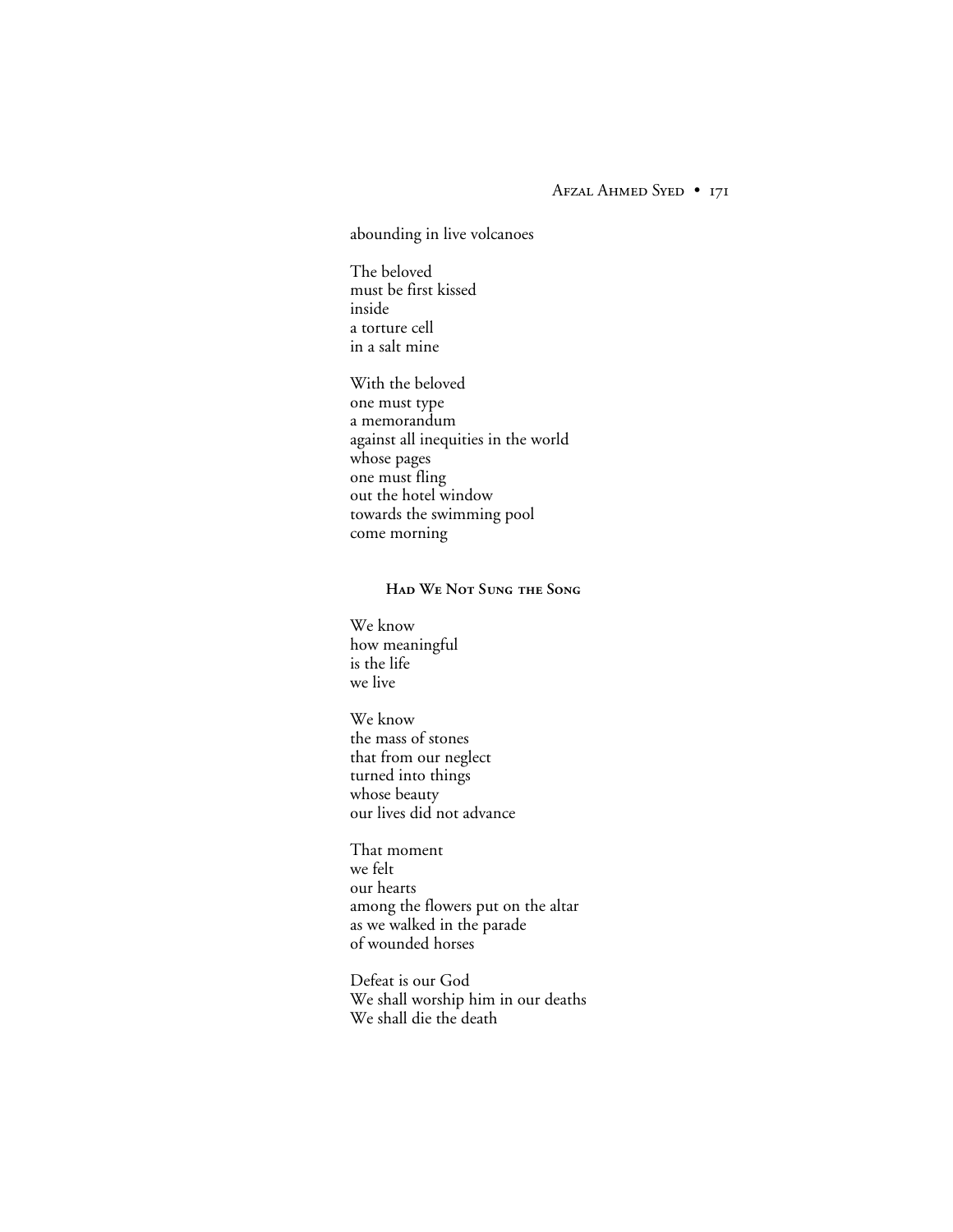abounding in live volcanoes

The beloved  
must be first kissed  
inside  
a torture cell  
in a salt mine

With the beloved  
one must type  
a memorandum  
against all inequities in the world  
whose pages  
one must fling  
out the hotel window  
towards the swimming pool  
come morning

### Had We Not Sung the Song

We know  
how meaningful  
is the life  
we live

We know  
the mass of stones  
that from our neglect  
turned into things  
whose beauty  
our lives did not advance

That moment  
we felt  
our hearts  
among the flowers put on the altar  
as we walked in the parade  
of wounded horses

Defeat is our God  
We shall worship him in our deaths  
We shall die the death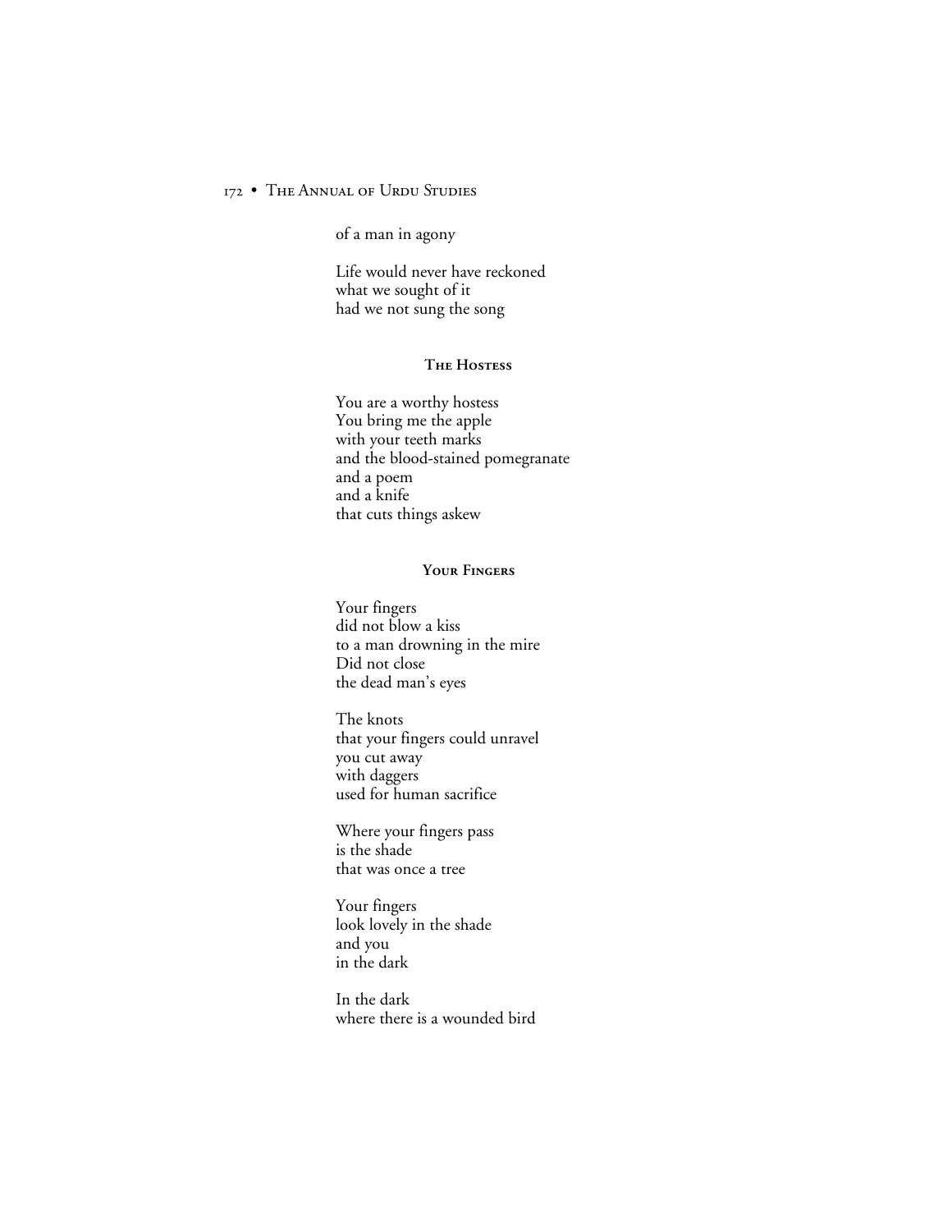of a man in agony

Life would never have reckoned
what we sought of it
had we not sung the song

### The Hostess

You are a worthy hostess
You bring me the apple
with your teeth marks
and the blood-stained pomegranate
and a poem
and a knife
that cuts things askew

### Your Fingers

Your fingers
did not blow a kiss
to a man drowning in the mire
Did not close
the dead man's eyes

The knots
that your fingers could unravel
you cut away
with daggers
used for human sacrifice

Where your fingers pass
is the shade
that was once a tree

Your fingers
look lovely in the shade
and you
in the dark

In the dark
where there is a wounded bird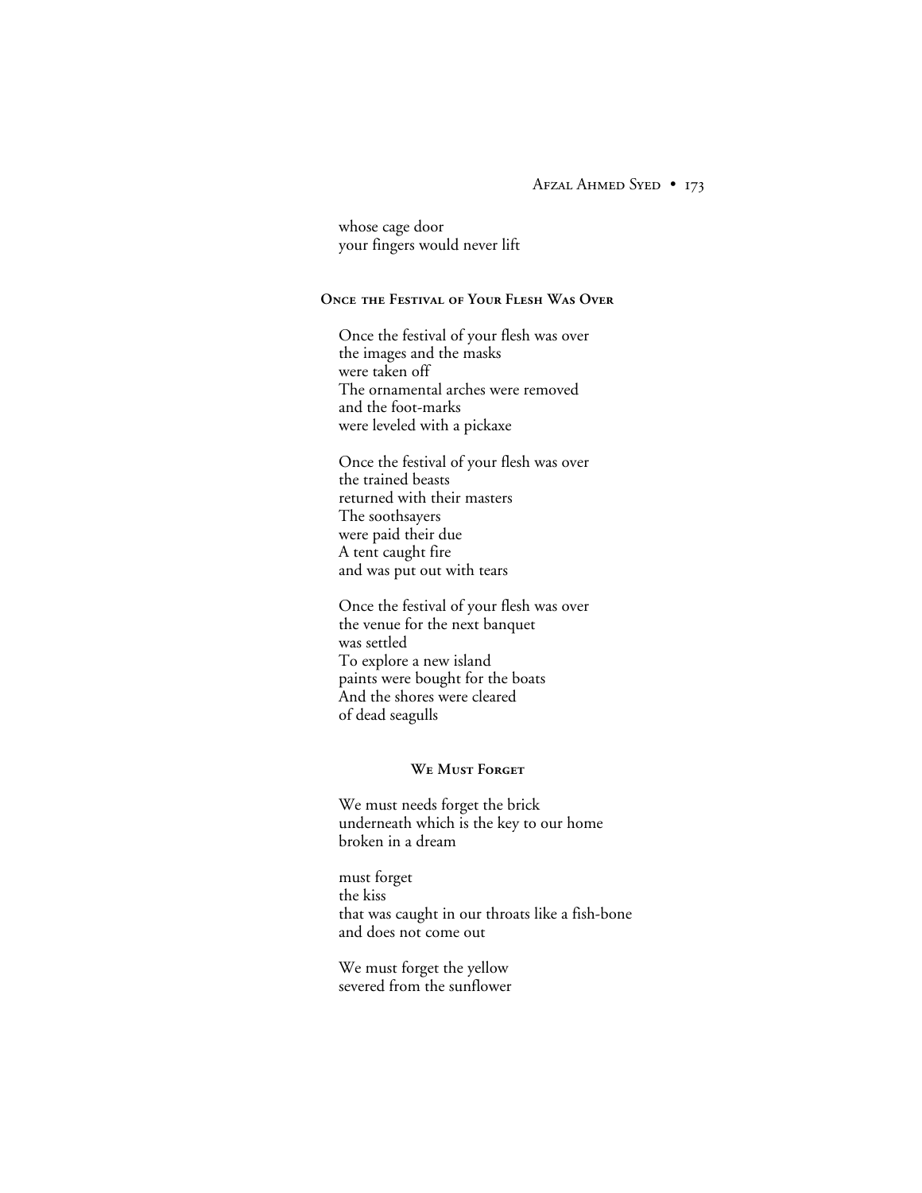whose cage door
your fingers would never lift

### Once the Festival of Your Flesh Was Over

Once the festival of your flesh was over
the images and the masks
were taken off
The ornamental arches were removed
and the foot-marks
were leveled with a pickaxe

Once the festival of your flesh was over
the trained beasts
returned with their masters
The soothsayers
were paid their due
A tent caught fire
and was put out with tears

Once the festival of your flesh was over
the venue for the next banquet
was settled
To explore a new island
paints were bought for the boats
And the shores were cleared
of dead seagulls

### We Must Forget

We must needs forget the brick
underneath which is the key to our home
broken in a dream

must forget
the kiss
that was caught in our throats like a fish-bone
and does not come out

We must forget the yellow
severed from the sunflower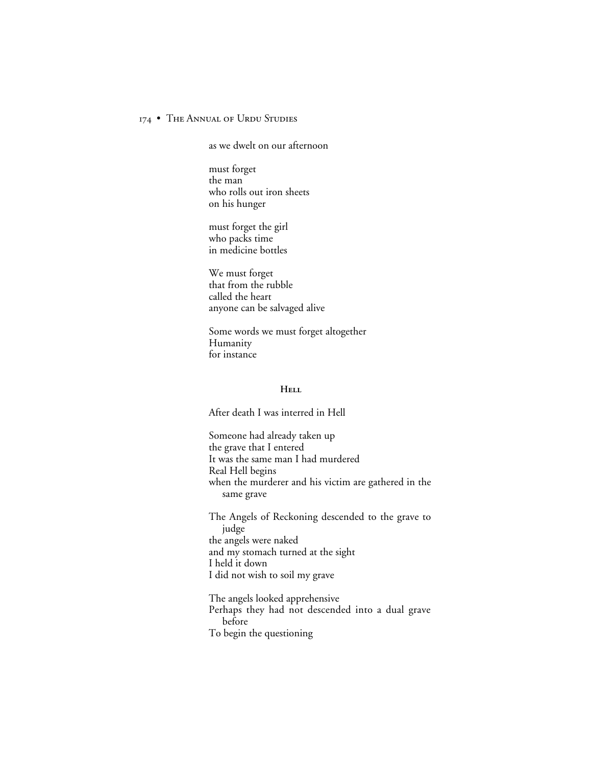as we dwelt on our afternoon

must forget  
the man  
who rolls out iron sheets  
on his hunger

must forget the girl  
who packs time  
in medicine bottles

We must forget  
that from the rubble  
called the heart  
anyone can be salvaged alive

Some words we must forget altogether  
Humanity  
for instance

### Hell

After death I was interred in Hell

Someone had already taken up  
the grave that I entered  
It was the same man I had murdered  
Real Hell begins  
when the murderer and his victim are gathered in the same grave

The Angels of Reckoning descended to the grave to judge  
the angels were naked  
and my stomach turned at the sight  
I held it down  
I did not wish to soil my grave

The angels looked apprehensive  
Perhaps they had not descended into a dual grave before  
To begin the questioning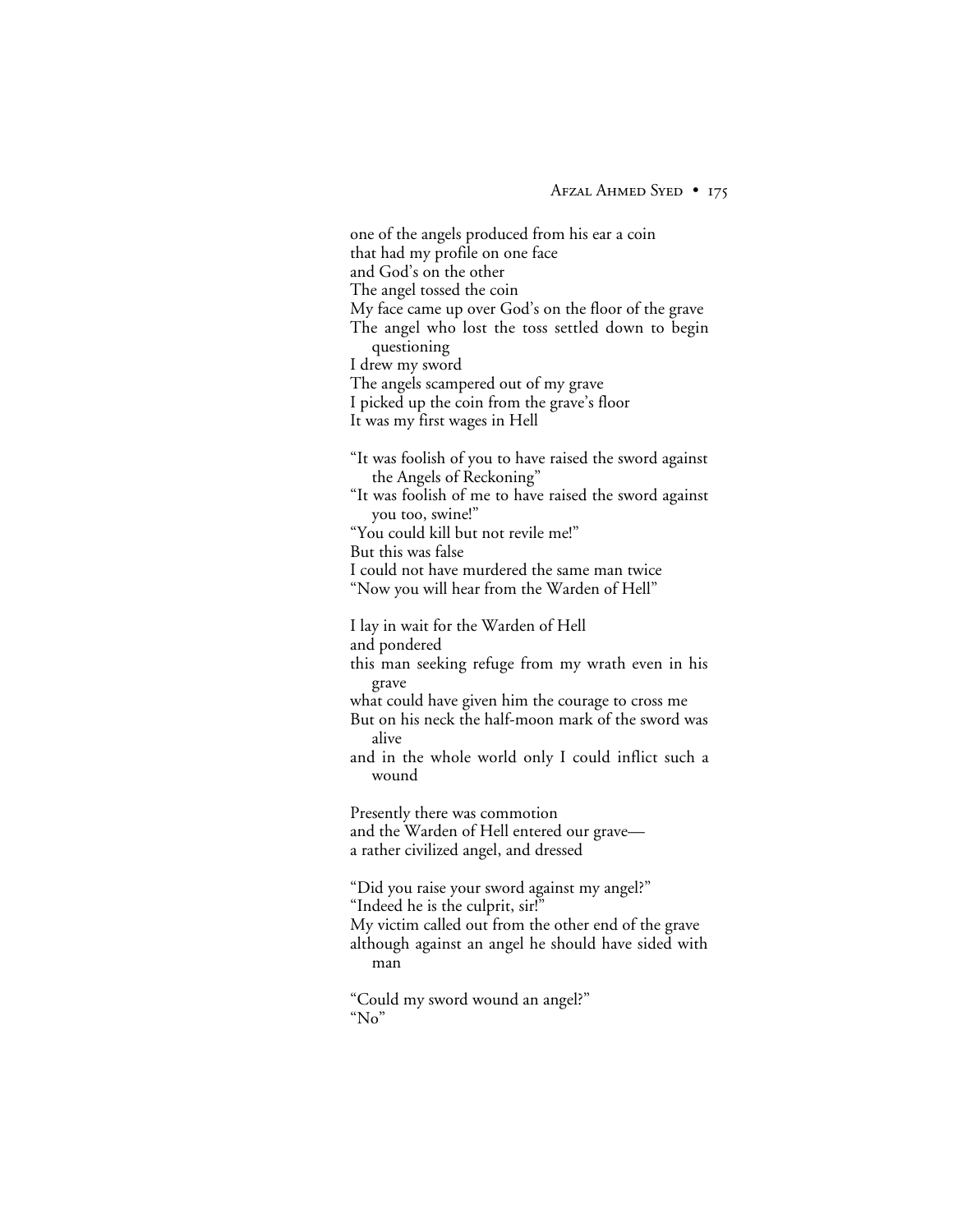one of the angels produced from his ear a coin
that had my profile on one face
and God's on the other
The angel tossed the coin
My face came up over God's on the floor of the grave
The angel who lost the toss settled down to begin questioning
I drew my sword
The angels scampered out of my grave
I picked up the coin from the grave's floor
It was my first wages in Hell

"It was foolish of you to have raised the sword against the Angels of Reckoning"
"It was foolish of me to have raised the sword against you too, swine!"
"You could kill but not revile me!"
But this was false
I could not have murdered the same man twice
"Now you will hear from the Warden of Hell"

I lay in wait for the Warden of Hell
and pondered
this man seeking refuge from my wrath even in his grave
what could have given him the courage to cross me
But on his neck the half-moon mark of the sword was alive
and in the whole world only I could inflict such a wound

Presently there was commotion
and the Warden of Hell entered our grave—
a rather civilized angel, and dressed

"Did you raise your sword against my angel?"
"Indeed he is the culprit, sir!"
My victim called out from the other end of the grave
although against an angel he should have sided with man

"Could my sword wound an angel?"
"No"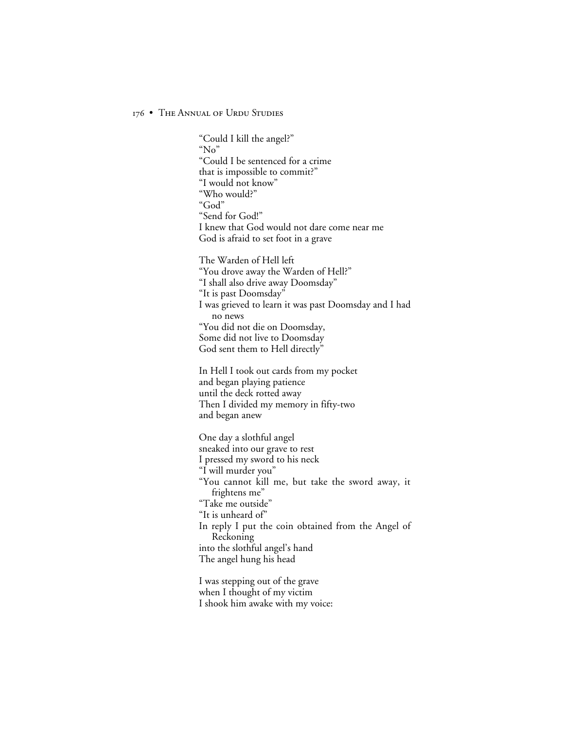"Could I kill the angel?"
"No"
"Could I be sentenced for a crime
that is impossible to commit?"
"I would not know"
"Who would?"
"God"
"Send for God!"
I knew that God would not dare come near me
God is afraid to set foot in a grave

The Warden of Hell left
"You drove away the Warden of Hell?"
"I shall also drive away Doomsday"
"It is past Doomsday"
I was grieved to learn it was past Doomsday and I had no news
"You did not die on Doomsday,
Some did not live to Doomsday
God sent them to Hell directly"

In Hell I took out cards from my pocket
and began playing patience
until the deck rotted away
Then I divided my memory in fifty-two
and began anew

One day a slothful angel
sneaked into our grave to rest
I pressed my sword to his neck
"I will murder you"
"You cannot kill me, but take the sword away, it frightens me"
"Take me outside"
"It is unheard of"
In reply I put the coin obtained from the Angel of Reckoning
into the slothful angel's hand
The angel hung his head

I was stepping out of the grave
when I thought of my victim
I shook him awake with my voice: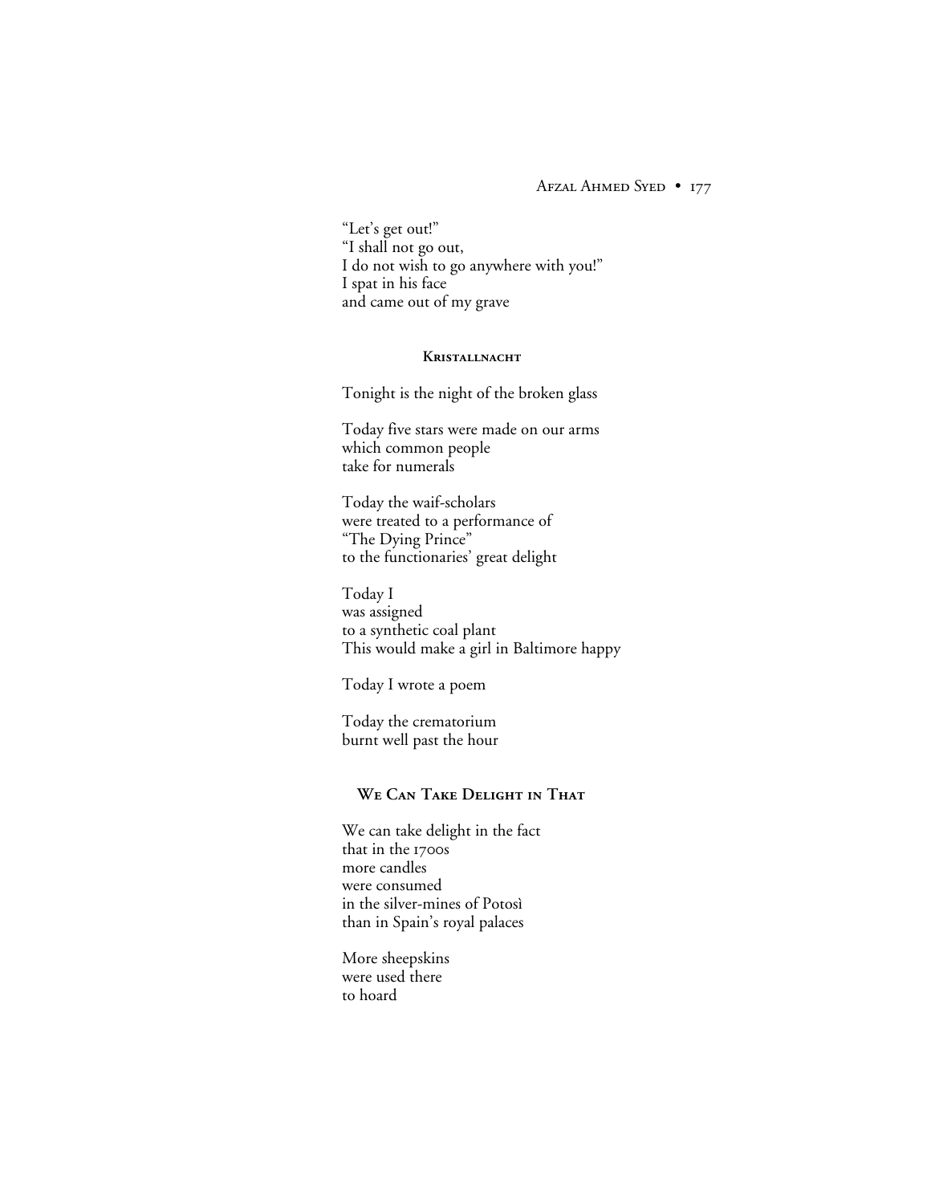"Let's get out!"
"I shall not go out,
I do not wish to go anywhere with you!"
I spat in his face
and came out of my grave

### Kristallnacht

Tonight is the night of the broken glass

Today five stars were made on our arms
which common people
take for numerals

Today the waif-scholars
were treated to a performance of
"The Dying Prince"
to the functionaries' great delight

Today I
was assigned
to a synthetic coal plant
This would make a girl in Baltimore happy

Today I wrote a poem

Today the crematorium
burnt well past the hour

### We Can Take Delight in That

We can take delight in the fact
that in the 1700s
more candles
were consumed
in the silver-mines of Potosì
than in Spain's royal palaces

More sheepskins
were used there
to hoard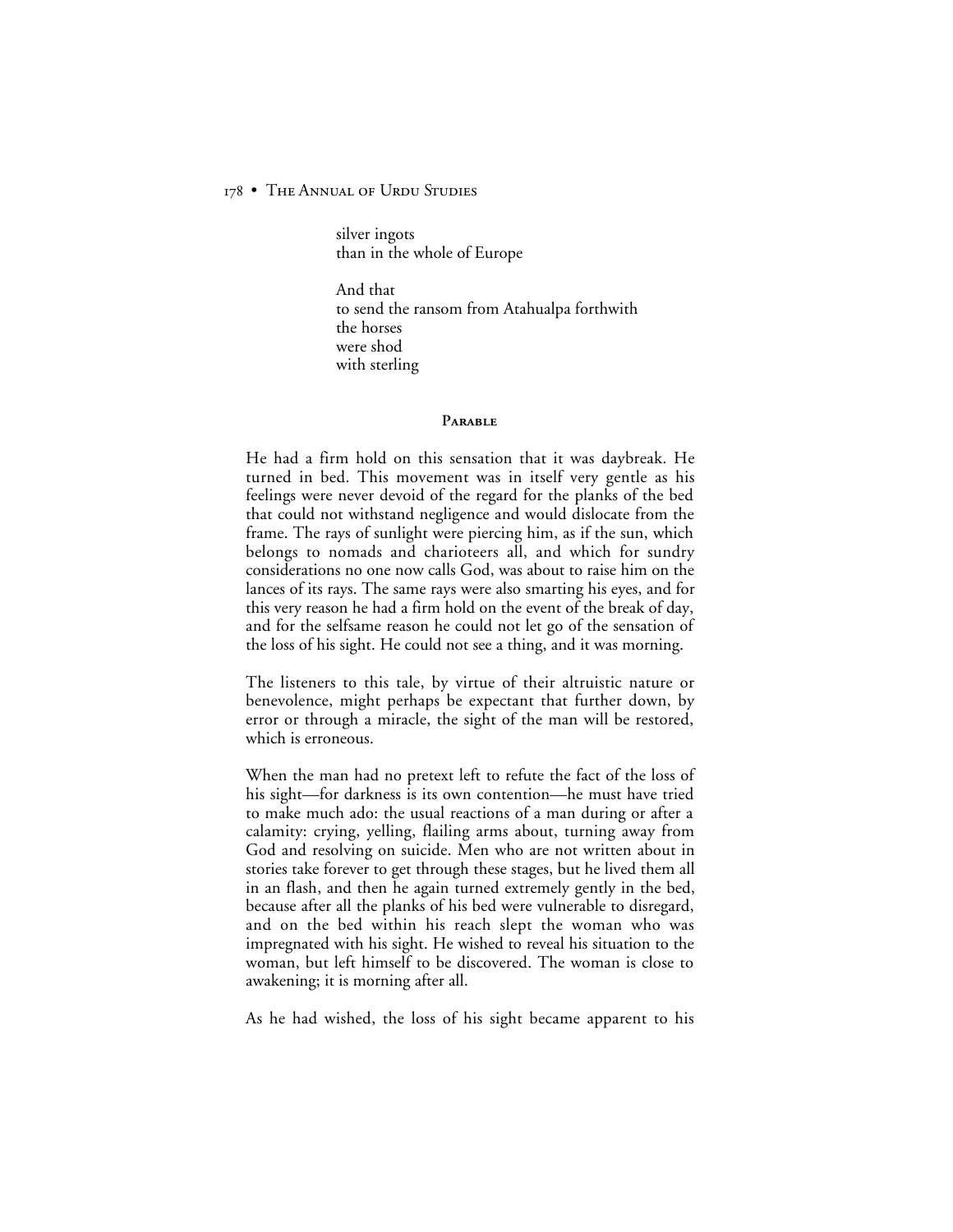silver ingots  
than in the whole of Europe

And that  
to send the ransom from Atahualpa forthwith  
the horses  
were shod  
with sterling

## Parable

He had a firm hold on this sensation that it was daybreak. He turned in bed. This movement was in itself very gentle as his feelings were never devoid of the regard for the planks of the bed that could not withstand negligence and would dislocate from the frame. The rays of sunlight were piercing him, as if the sun, which belongs to nomads and charioteers all, and which for sundry considerations no one now calls God, was about to raise him on the lances of its rays. The same rays were also smarting his eyes, and for this very reason he had a firm hold on the event of the break of day, and for the selfsame reason he could not let go of the sensation of the loss of his sight. He could not see a thing, and it was morning.

The listeners to this tale, by virtue of their altruistic nature or benevolence, might perhaps be expectant that further down, by error or through a miracle, the sight of the man will be restored, which is erroneous.

When the man had no pretext left to refute the fact of the loss of his sight—for darkness is its own contention—he must have tried to make much ado: the usual reactions of a man during or after a calamity: crying, yelling, flailing arms about, turning away from God and resolving on suicide. Men who are not written about in stories take forever to get through these stages, but he lived them all in an flash, and then he again turned extremely gently in the bed, because after all the planks of his bed were vulnerable to disregard, and on the bed within his reach slept the woman who was impregnated with his sight. He wished to reveal his situation to the woman, but left himself to be discovered. The woman is close to awakening; it is morning after all.

As he had wished, the loss of his sight became apparent to his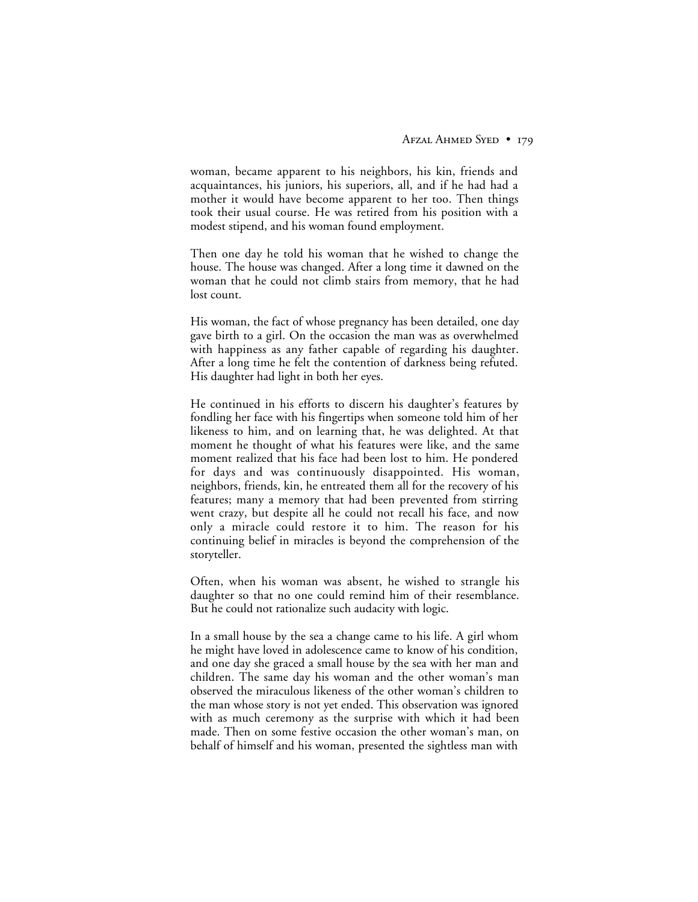woman, became apparent to his neighbors, his kin, friends and acquaintances, his juniors, his superiors, all, and if he had had a mother it would have become apparent to her too. Then things took their usual course. He was retired from his position with a modest stipend, and his woman found employment.

Then one day he told his woman that he wished to change the house. The house was changed. After a long time it dawned on the woman that he could not climb stairs from memory, that he had lost count.

His woman, the fact of whose pregnancy has been detailed, one day gave birth to a girl. On the occasion the man was as overwhelmed with happiness as any father capable of regarding his daughter. After a long time he felt the contention of darkness being refuted. His daughter had light in both her eyes.

He continued in his efforts to discern his daughter's features by fondling her face with his fingertips when someone told him of her likeness to him, and on learning that, he was delighted. At that moment he thought of what his features were like, and the same moment realized that his face had been lost to him. He pondered for days and was continuously disappointed. His woman, neighbors, friends, kin, he entreated them all for the recovery of his features; many a memory that had been prevented from stirring went crazy, but despite all he could not recall his face, and now only a miracle could restore it to him. The reason for his continuing belief in miracles is beyond the comprehension of the storyteller.

Often, when his woman was absent, he wished to strangle his daughter so that no one could remind him of their resemblance. But he could not rationalize such audacity with logic.

In a small house by the sea a change came to his life. A girl whom he might have loved in adolescence came to know of his condition, and one day she graced a small house by the sea with her man and children. The same day his woman and the other woman's man observed the miraculous likeness of the other woman's children to the man whose story is not yet ended. This observation was ignored with as much ceremony as the surprise with which it had been made. Then on some festive occasion the other woman's man, on behalf of himself and his woman, presented the sightless man with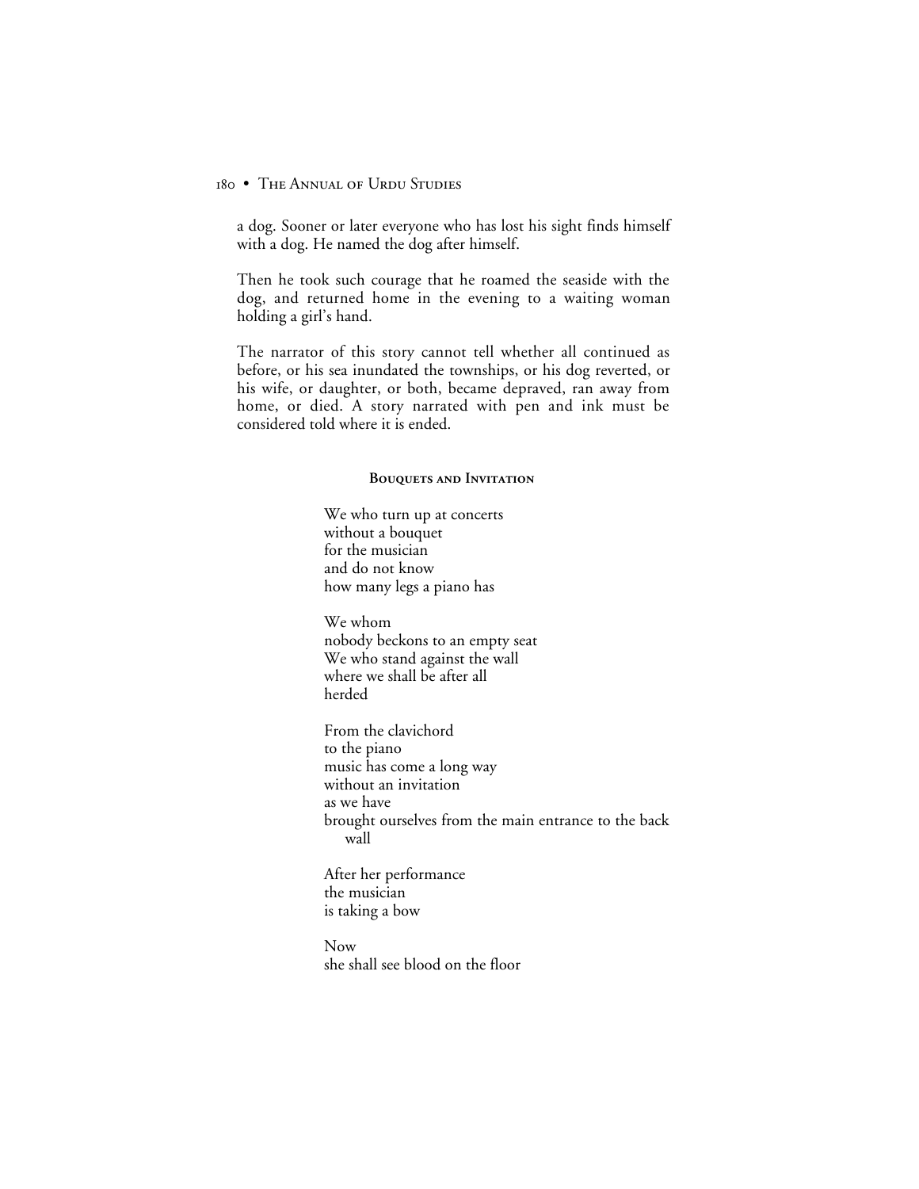a dog. Sooner or later everyone who has lost his sight finds himself with a dog. He named the dog after himself.

Then he took such courage that he roamed the seaside with the dog, and returned home in the evening to a waiting woman holding a girl's hand.

The narrator of this story cannot tell whether all continued as before, or his sea inundated the townships, or his dog reverted, or his wife, or daughter, or both, became depraved, ran away from home, or died. A story narrated with pen and ink must be considered told where it is ended.

### Bouquets and Invitation

We who turn up at concerts  
without a bouquet  
for the musician  
and do not know  
how many legs a piano has

We whom  
nobody beckons to an empty seat  
We who stand against the wall  
where we shall be after all  
herded

From the clavichord  
to the piano  
music has come a long way  
without an invitation  
as we have  
brought ourselves from the main entrance to the back wall

After her performance  
the musician  
is taking a bow

Now  
she shall see blood on the floor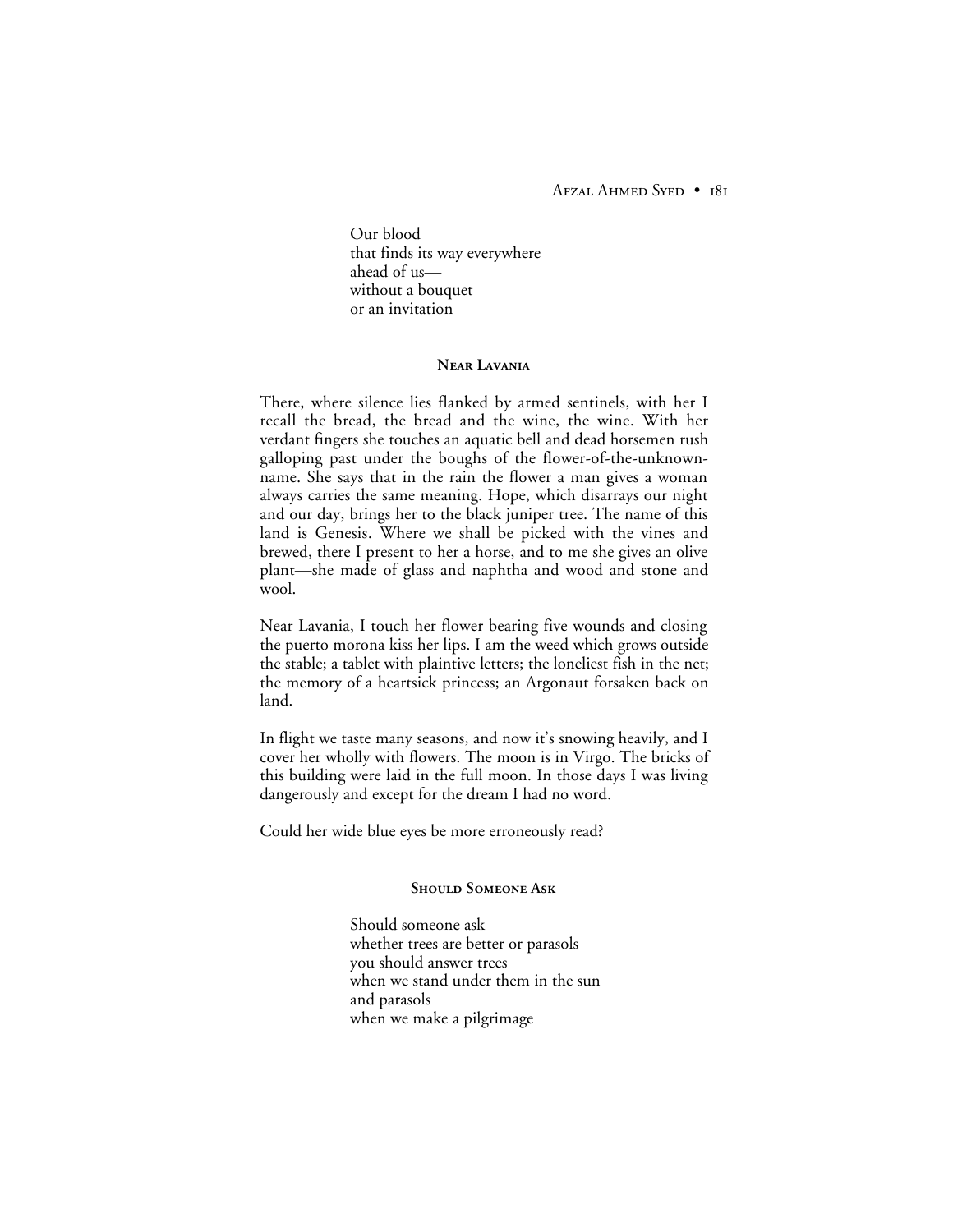Our blood
that finds its way everywhere
ahead of us—
without a bouquet
or an invitation

### Near Lavania

There, where silence lies flanked by armed sentinels, with her I recall the bread, the bread and the wine, the wine. With her verdant fingers she touches an aquatic bell and dead horsemen rush galloping past under the boughs of the flower-of-the-unknown-name. She says that in the rain the flower a man gives a woman always carries the same meaning. Hope, which disarrays our night and our day, brings her to the black juniper tree. The name of this land is Genesis. Where we shall be picked with the vines and brewed, there I present to her a horse, and to me she gives an olive plant—she made of glass and naphtha and wood and stone and wool.

Near Lavania, I touch her flower bearing five wounds and closing the puerto morona kiss her lips. I am the weed which grows outside the stable; a tablet with plaintive letters; the loneliest fish in the net; the memory of a heartsick princess; an Argonaut forsaken back on land.

In flight we taste many seasons, and now it's snowing heavily, and I cover her wholly with flowers. The moon is in Virgo. The bricks of this building were laid in the full moon. In those days I was living dangerously and except for the dream I had no word.

Could her wide blue eyes be more erroneously read?

### Should Someone Ask

Should someone ask
whether trees are better or parasols
you should answer trees
when we stand under them in the sun
and parasols
when we make a pilgrimage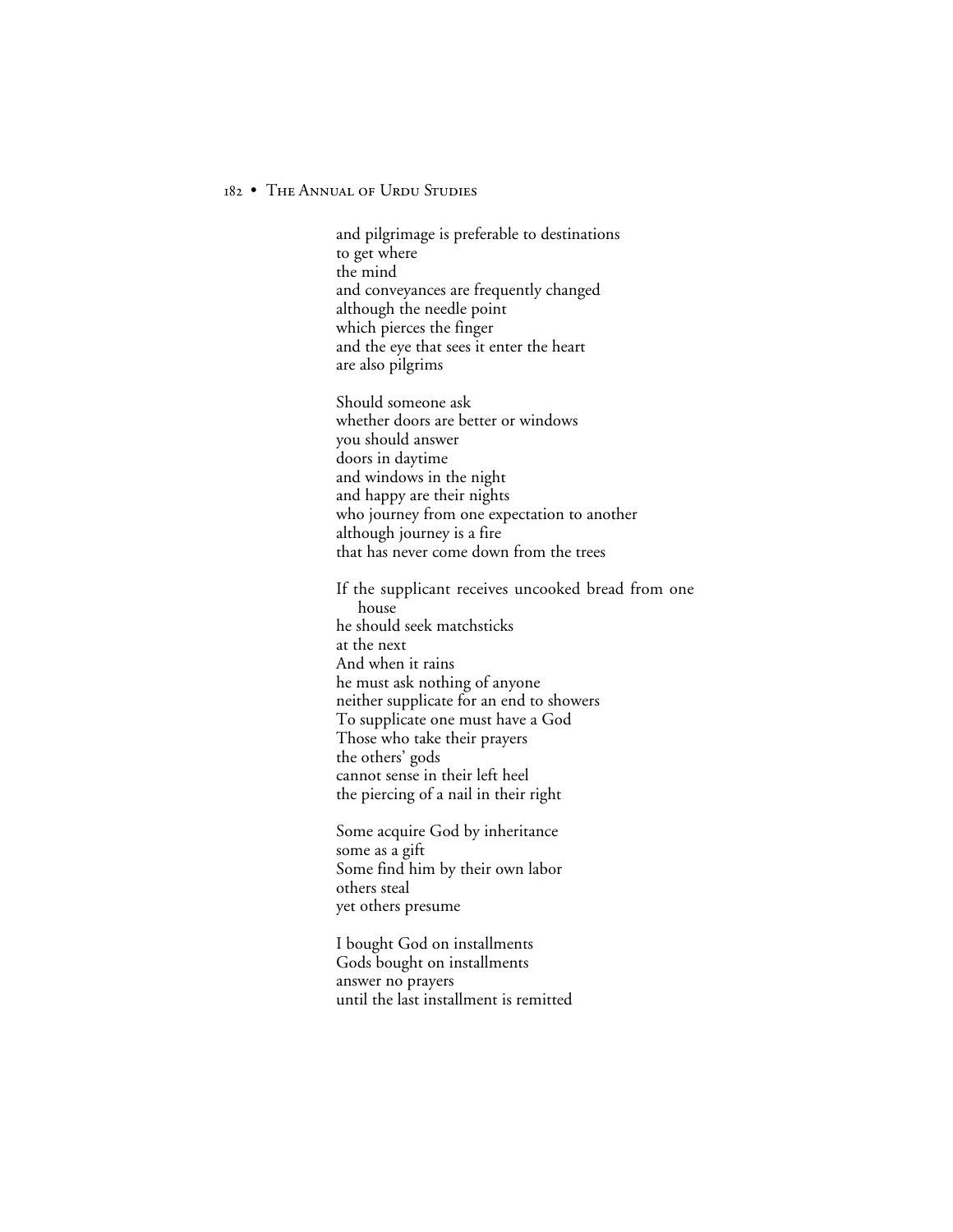and pilgrimage is preferable to destinations
to get where
the mind
and conveyances are frequently changed
although the needle point
which pierces the finger
and the eye that sees it enter the heart
are also pilgrims

Should someone ask
whether doors are better or windows
you should answer
doors in daytime
and windows in the night
and happy are their nights
who journey from one expectation to another
although journey is a fire
that has never come down from the trees

If the supplicant receives uncooked bread from one house
he should seek matchsticks
at the next
And when it rains
he must ask nothing of anyone
neither supplicate for an end to showers
To supplicate one must have a God
Those who take their prayers
the others' gods
cannot sense in their left heel
the piercing of a nail in their right

Some acquire God by inheritance
some as a gift
Some find him by their own labor
others steal
yet others presume

I bought God on installments
Gods bought on installments
answer no prayers
until the last installment is remitted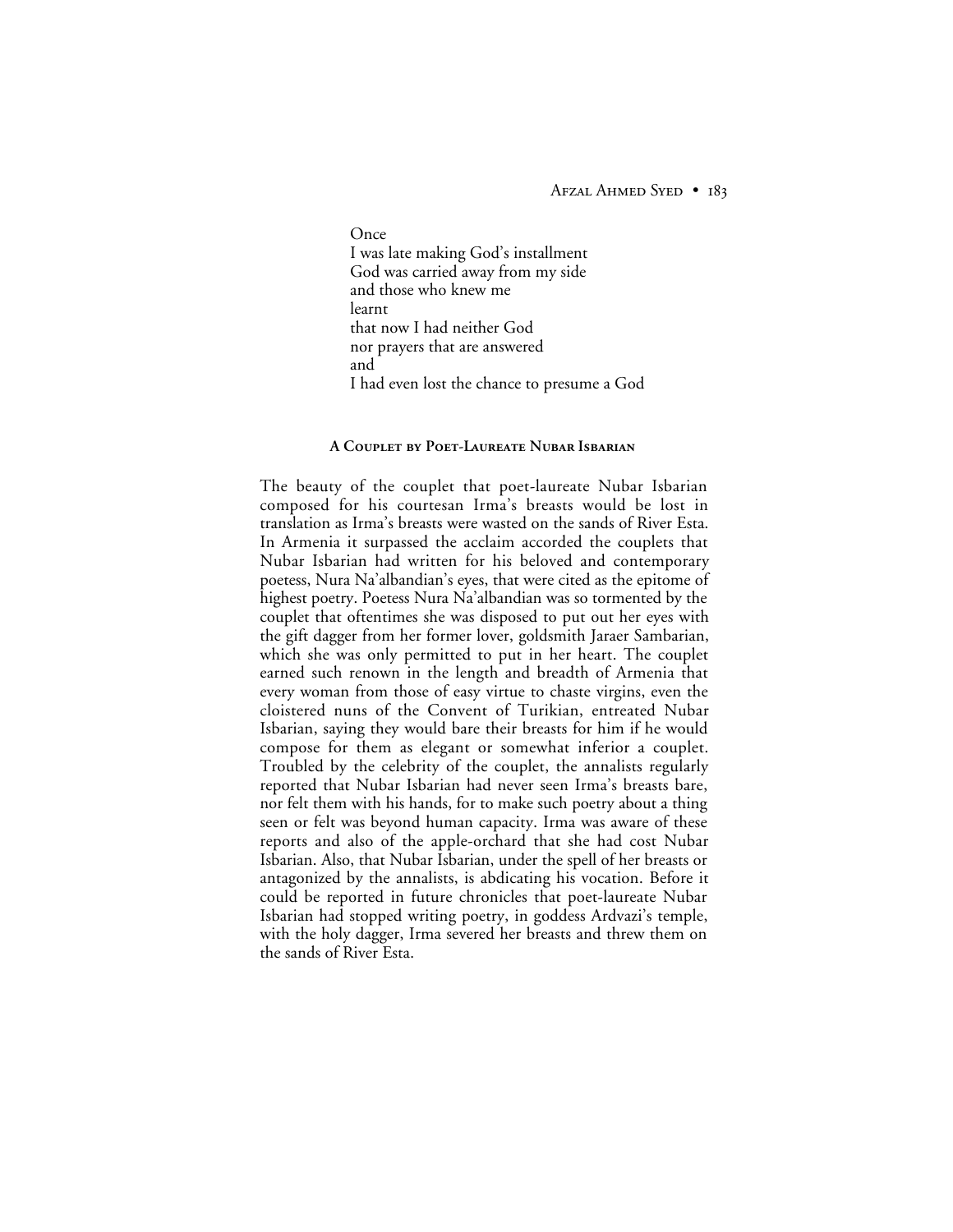Once
I was late making God's installment
God was carried away from my side
and those who knew me
learnt
that now I had neither God
nor prayers that are answered
and
I had even lost the chance to presume a God

### A Couplet by Poet-Laureate Nubar Isbarian

The beauty of the couplet that poet-laureate Nubar Isbarian composed for his courtesan Irma's breasts would be lost in translation as Irma's breasts were wasted on the sands of River Esta. In Armenia it surpassed the acclaim accorded the couplets that Nubar Isbarian had written for his beloved and contemporary poetess, Nura Na'albandian's eyes, that were cited as the epitome of highest poetry. Poetess Nura Na'albandian was so tormented by the couplet that oftentimes she was disposed to put out her eyes with the gift dagger from her former lover, goldsmith Jaraer Sambarian, which she was only permitted to put in her heart. The couplet earned such renown in the length and breadth of Armenia that every woman from those of easy virtue to chaste virgins, even the cloistered nuns of the Convent of Turikian, entreated Nubar Isbarian, saying they would bare their breasts for him if he would compose for them as elegant or somewhat inferior a couplet. Troubled by the celebrity of the couplet, the annalists regularly reported that Nubar Isbarian had never seen Irma's breasts bare, nor felt them with his hands, for to make such poetry about a thing seen or felt was beyond human capacity. Irma was aware of these reports and also of the apple-orchard that she had cost Nubar Isbarian. Also, that Nubar Isbarian, under the spell of her breasts or antagonized by the annalists, is abdicating his vocation. Before it could be reported in future chronicles that poet-laureate Nubar Isbarian had stopped writing poetry, in goddess Ardvazi's temple, with the holy dagger, Irma severed her breasts and threw them on the sands of River Esta.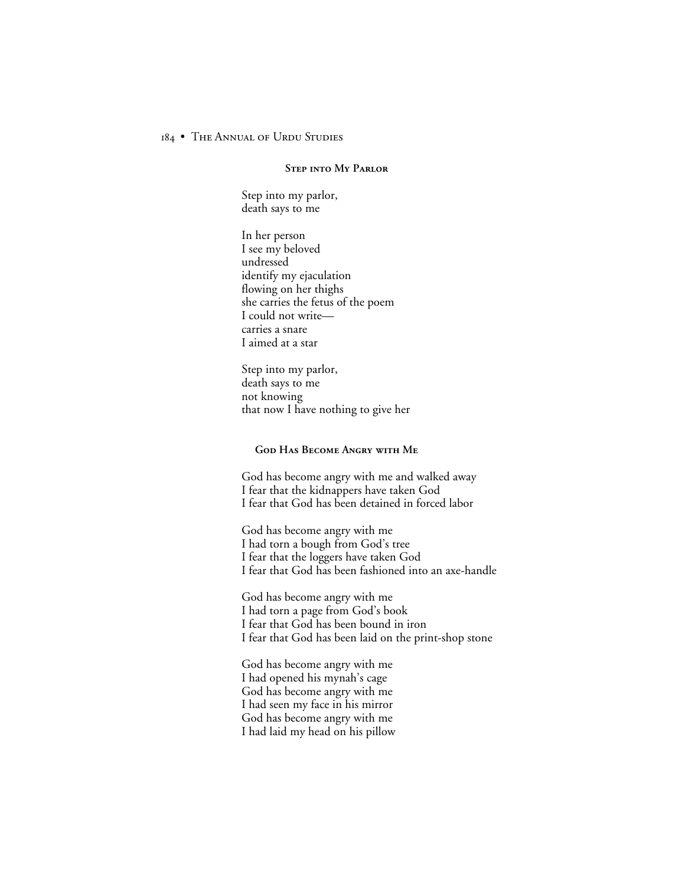### Step into My Parlor

Step into my parlor,  
death says to me

In her person  
I see my beloved  
undressed  
identify my ejaculation  
flowing on her thighs  
she carries the fetus of the poem  
I could not write—  
carries a snare  
I aimed at a star

Step into my parlor,  
death says to me  
not knowing  
that now I have nothing to give her

### God Has Become Angry with Me

God has become angry with me and walked away  
I fear that the kidnappers have taken God  
I fear that God has been detained in forced labor

God has become angry with me  
I had torn a bough from God's tree  
I fear that the loggers have taken God  
I fear that God has been fashioned into an axe-handle

God has become angry with me  
I had torn a page from God's book  
I fear that God has been bound in iron  
I fear that God has been laid on the print-shop stone

God has become angry with me  
I had opened his mynah's cage  
God has become angry with me  
I had seen my face in his mirror  
God has become angry with me  
I had laid my head on his pillow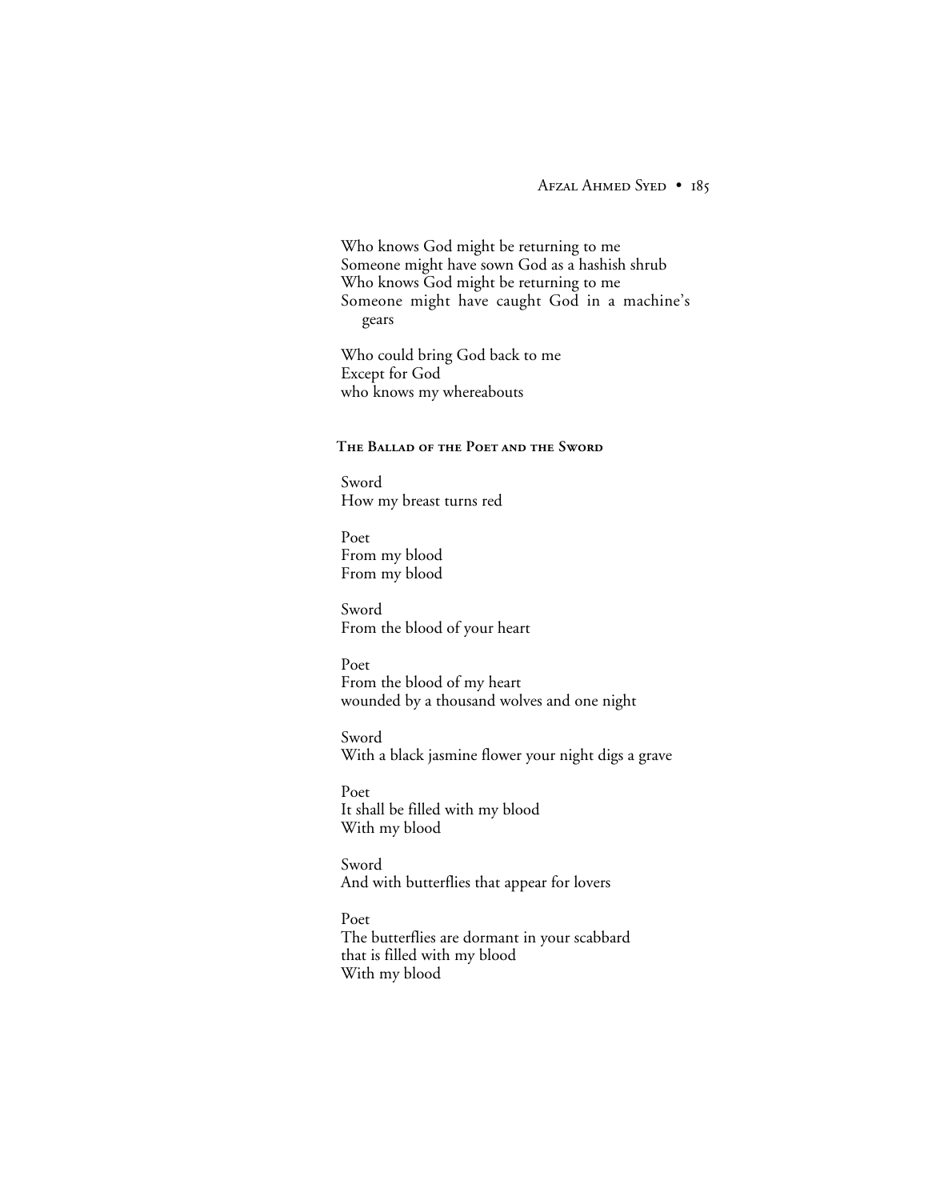Who knows God might be returning to me
Someone might have sown God as a hashish shrub
Who knows God might be returning to me
Someone might have caught God in a machine's gears

Who could bring God back to me
Except for God
who knows my whereabouts

### The Ballad of the Poet and the Sword

Sword
How my breast turns red

Poet
From my blood
From my blood

Sword
From the blood of your heart

Poet
From the blood of my heart
wounded by a thousand wolves and one night

Sword
With a black jasmine flower your night digs a grave

Poet
It shall be filled with my blood
With my blood

Sword
And with butterflies that appear for lovers

Poet
The butterflies are dormant in your scabbard
that is filled with my blood
With my blood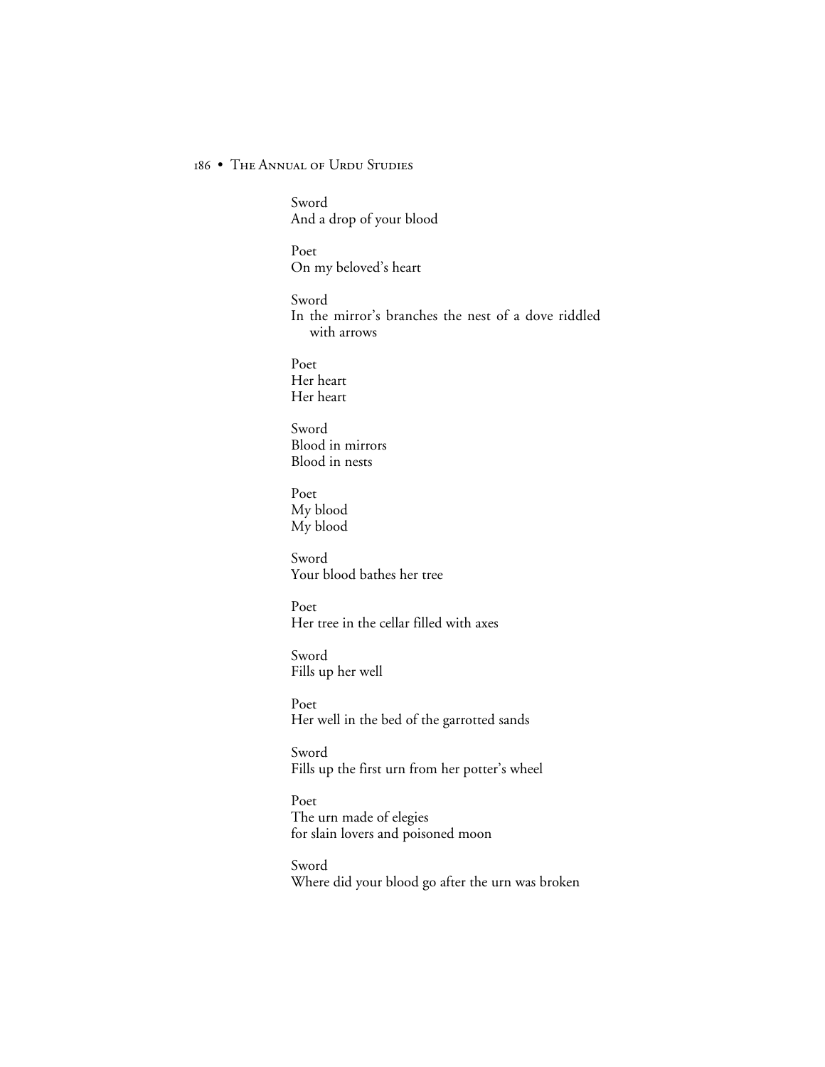Sword
And a drop of your blood

Poet
On my beloved's heart

Sword
In the mirror's branches the nest of a dove riddled
with arrows

Poet
Her heart
Her heart

Sword
Blood in mirrors
Blood in nests

Poet
My blood
My blood

Sword
Your blood bathes her tree

Poet
Her tree in the cellar filled with axes

Sword
Fills up her well

Poet
Her well in the bed of the garrotted sands

Sword
Fills up the first urn from her potter's wheel

Poet
The urn made of elegies
for slain lovers and poisoned moon

Sword
Where did your blood go after the urn was broken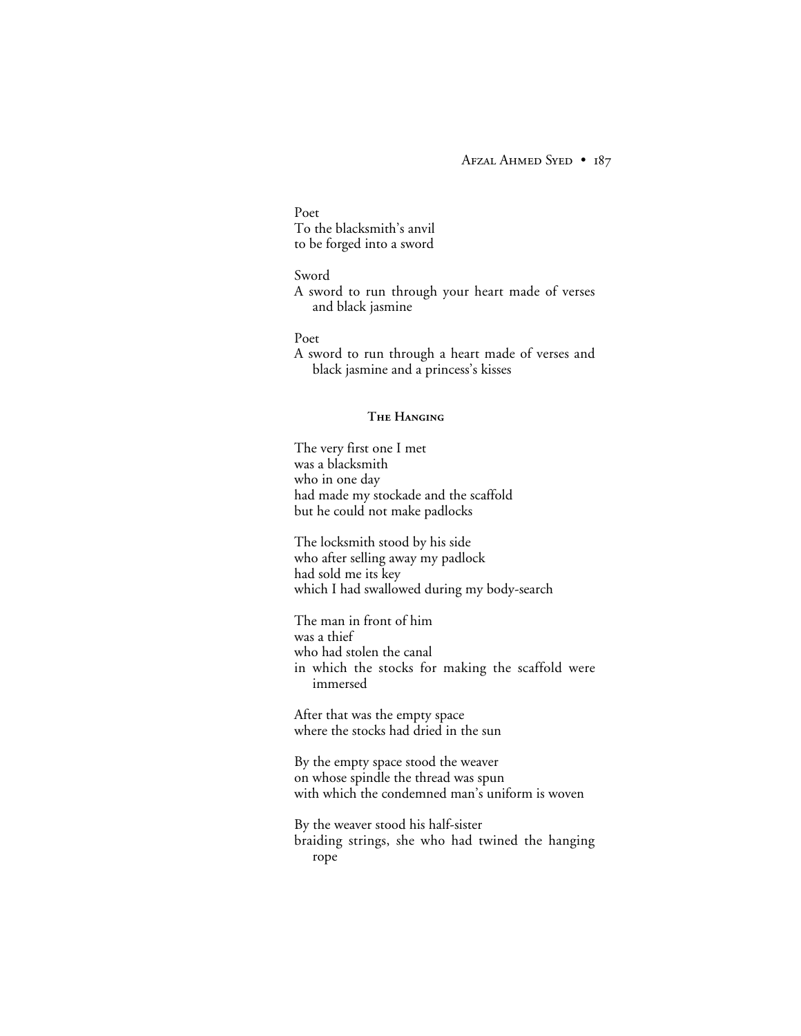Poet  
To the blacksmith's anvil  
to be forged into a sword

Sword  
A sword to run through your heart made of verses and black jasmine

Poet  
A sword to run through a heart made of verses and black jasmine and a princess's kisses

### The Hanging

The very first one I met  
was a blacksmith  
who in one day  
had made my stockade and the scaffold  
but he could not make padlocks

The locksmith stood by his side  
who after selling away my padlock  
had sold me its key  
which I had swallowed during my body-search

The man in front of him  
was a thief  
who had stolen the canal  
in which the stocks for making the scaffold were immersed

After that was the empty space  
where the stocks had dried in the sun

By the empty space stood the weaver  
on whose spindle the thread was spun  
with which the condemned man's uniform is woven

By the weaver stood his half-sister  
braiding strings, she who had twined the hanging rope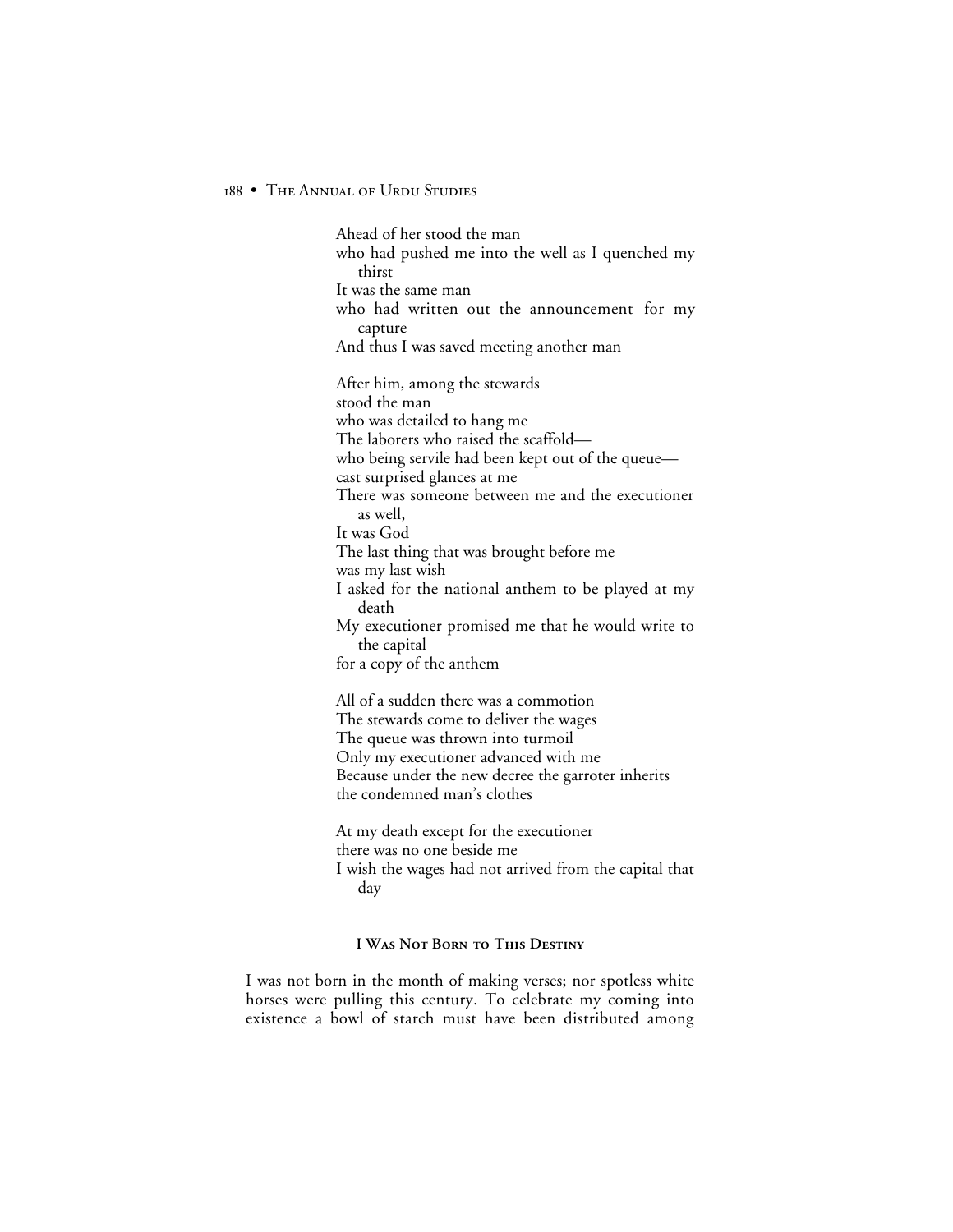Ahead of her stood the man  
who had pushed me into the well as I quenched my thirst  
It was the same man  
who had written out the announcement for my capture  
And thus I was saved meeting another man

After him, among the stewards  
stood the man  
who was detailed to hang me  
The laborers who raised the scaffold—  
who being servile had been kept out of the queue—  
cast surprised glances at me  
There was someone between me and the executioner as well,  
It was God  
The last thing that was brought before me  
was my last wish  
I asked for the national anthem to be played at my death  
My executioner promised me that he would write to the capital  
for a copy of the anthem

All of a sudden there was a commotion  
The stewards come to deliver the wages  
The queue was thrown into turmoil  
Only my executioner advanced with me  
Because under the new decree the garroter inherits  
the condemned man's clothes

At my death except for the executioner  
there was no one beside me  
I wish the wages had not arrived from the capital that day

### I Was Not Born to This Destiny

I was not born in the month of making verses; nor spotless white horses were pulling this century. To celebrate my coming into existence a bowl of starch must have been distributed among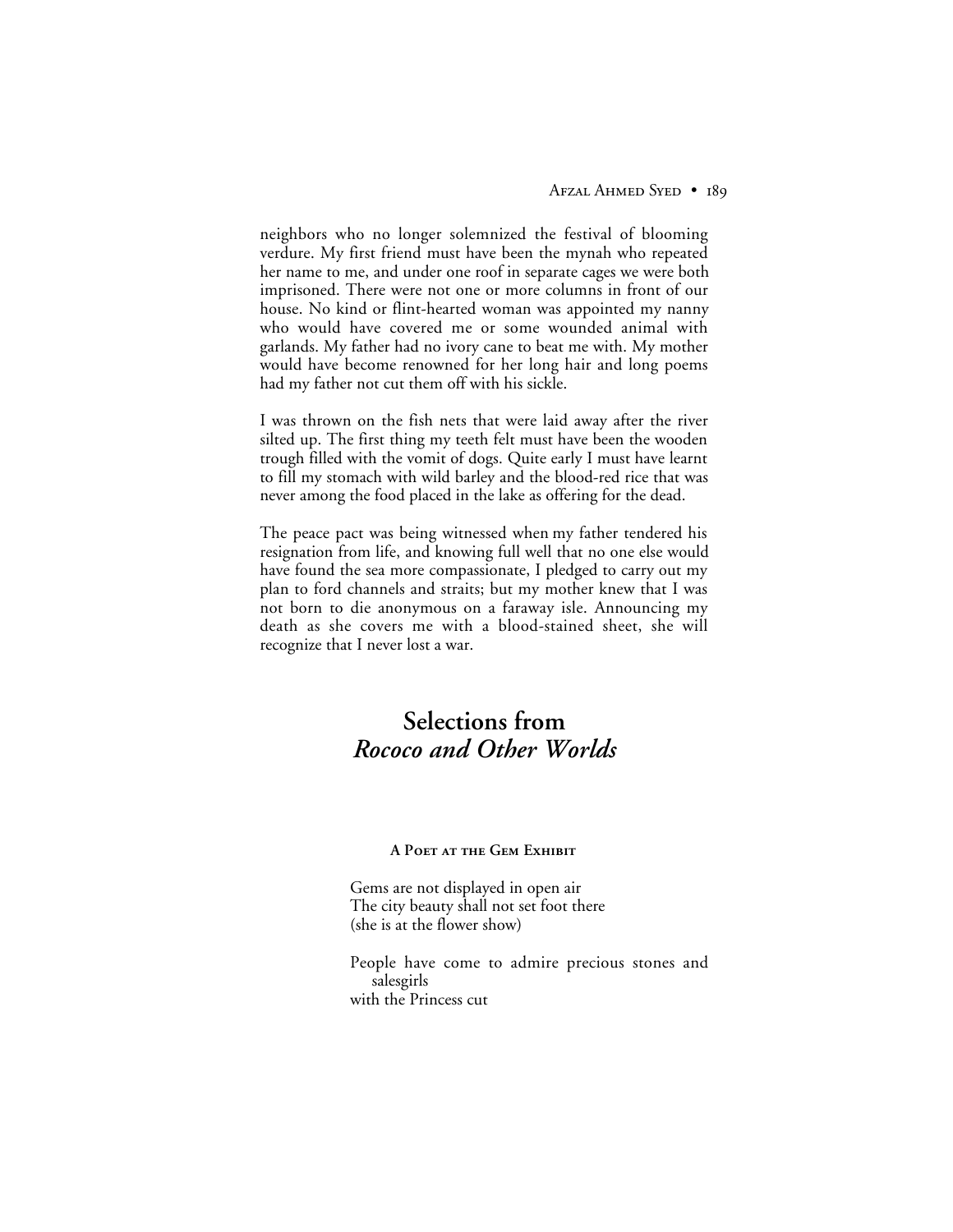neighbors who no longer solemnized the festival of blooming verdure. My first friend must have been the mynah who repeated her name to me, and under one roof in separate cages we were both imprisoned. There were not one or more columns in front of our house. No kind or flint-hearted woman was appointed my nanny who would have covered me or some wounded animal with garlands. My father had no ivory cane to beat me with. My mother would have become renowned for her long hair and long poems had my father not cut them off with his sickle.

I was thrown on the fish nets that were laid away after the river silted up. The first thing my teeth felt must have been the wooden trough filled with the vomit of dogs. Quite early I must have learnt to fill my stomach with wild barley and the blood-red rice that was never among the food placed in the lake as offering for the dead.

The peace pact was being witnessed when my father tendered his resignation from life, and knowing full well that no one else would have found the sea more compassionate, I pledged to carry out my plan to ford channels and straits; but my mother knew that I was not born to die anonymous on a faraway isle. Announcing my death as she covers me with a blood-stained sheet, she will recognize that I never lost a war.

## Selections from *Rococo and Other Worlds*

### A Poet at the Gem Exhibit

Gems are not displayed in open air
The city beauty shall not set foot there
(she is at the flower show)

People have come to admire precious stones and salesgirls
with the Princess cut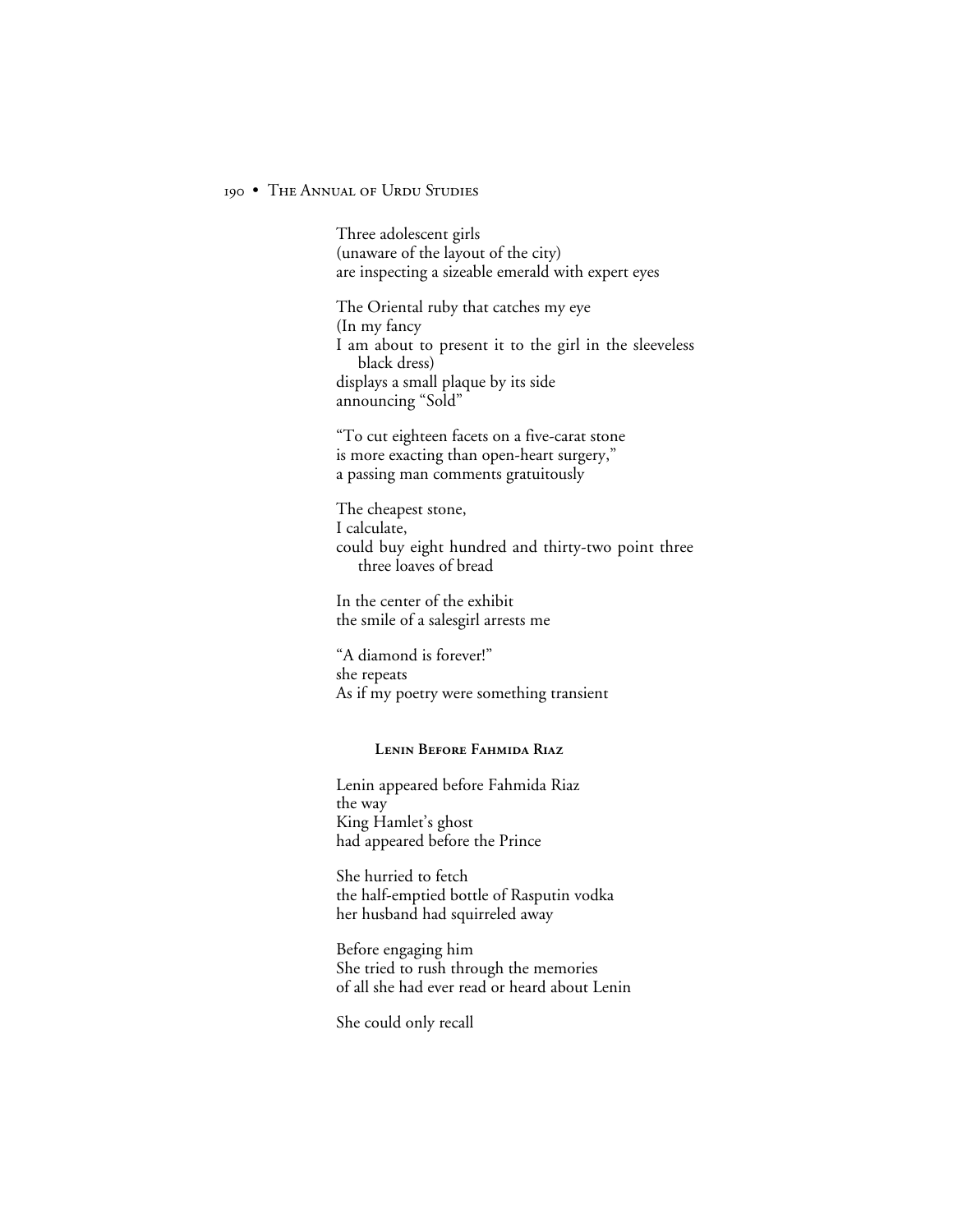Three adolescent girls  
(unaware of the layout of the city)  
are inspecting a sizeable emerald with expert eyes

The Oriental ruby that catches my eye  
(In my fancy  
I am about to present it to the girl in the sleeveless black dress)  
displays a small plaque by its side  
announcing "Sold"

"To cut eighteen facets on a five-carat stone  
is more exacting than open-heart surgery,"  
a passing man comments gratuitously

The cheapest stone,  
I calculate,  
could buy eight hundred and thirty-two point three three loaves of bread

In the center of the exhibit  
the smile of a salesgirl arrests me

"A diamond is forever!"  
she repeats  
As if my poetry were something transient

### Lenin Before Fahmida Riaz

Lenin appeared before Fahmida Riaz  
the way  
King Hamlet's ghost  
had appeared before the Prince

She hurried to fetch  
the half-emptied bottle of Rasputin vodka  
her husband had squirreled away

Before engaging him  
She tried to rush through the memories  
of all she had ever read or heard about Lenin

She could only recall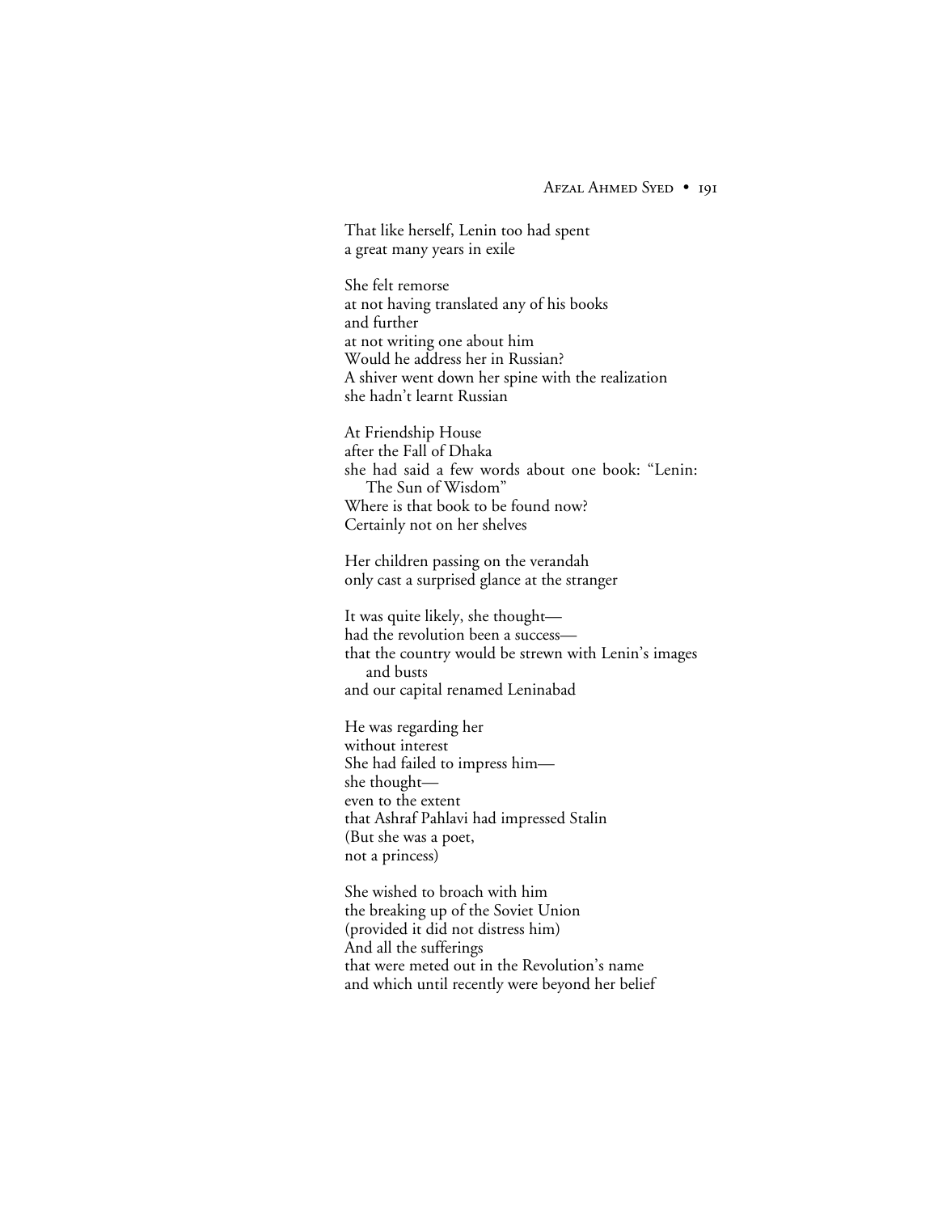That like herself, Lenin too had spent
a great many years in exile

She felt remorse
at not having translated any of his books
and further
at not writing one about him
Would he address her in Russian?
A shiver went down her spine with the realization
she hadn't learnt Russian

At Friendship House
after the Fall of Dhaka
she had said a few words about one book: "Lenin:
    The Sun of Wisdom"
Where is that book to be found now?
Certainly not on her shelves

Her children passing on the verandah
only cast a surprised glance at the stranger

It was quite likely, she thought—
had the revolution been a success—
that the country would be strewn with Lenin's images
    and busts
and our capital renamed Leninabad

He was regarding her
without interest
She had failed to impress him—
she thought—
even to the extent
that Ashraf Pahlavi had impressed Stalin
(But she was a poet,
not a princess)

She wished to broach with him
the breaking up of the Soviet Union
(provided it did not distress him)
And all the sufferings
that were meted out in the Revolution's name
and which until recently were beyond her belief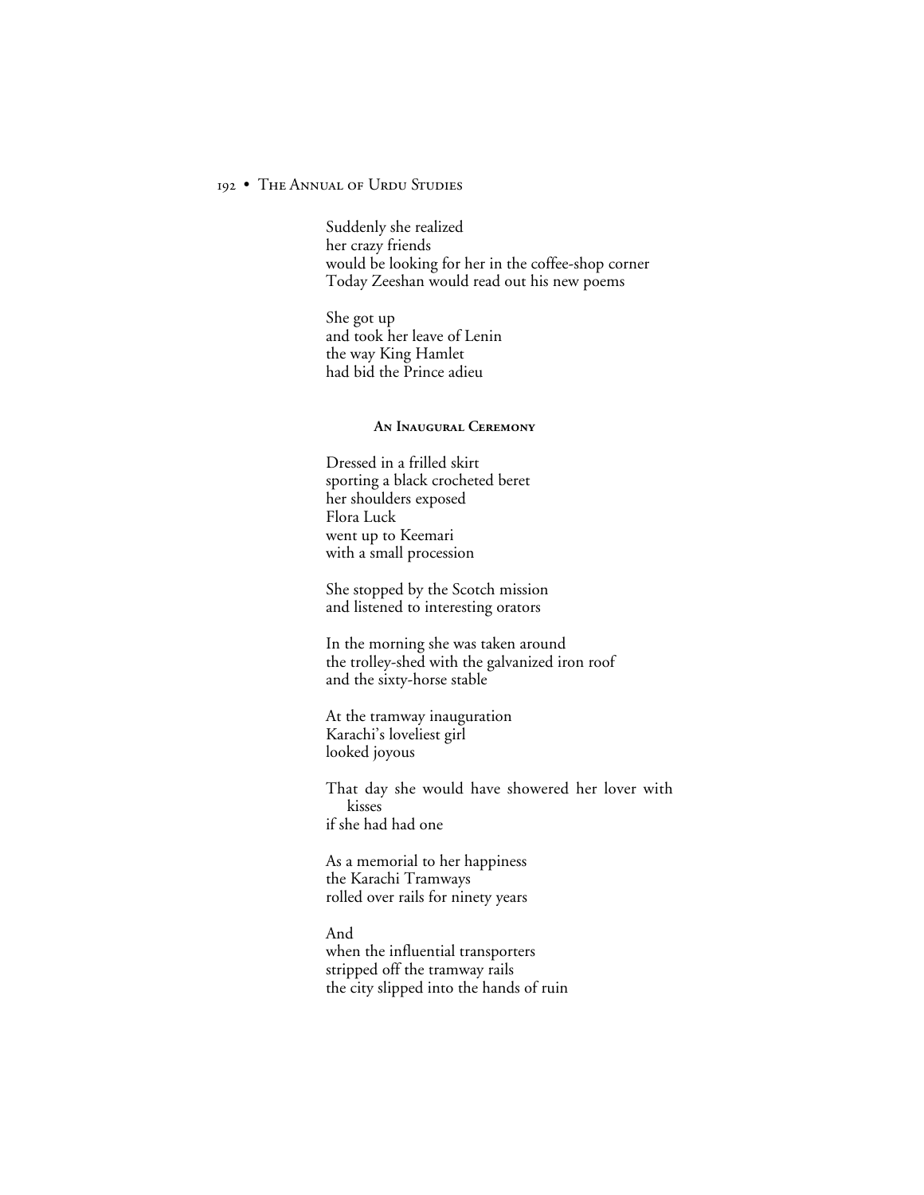Suddenly she realized  
her crazy friends  
would be looking for her in the coffee-shop corner  
Today Zeeshan would read out his new poems

She got up  
and took her leave of Lenin  
the way King Hamlet  
had bid the Prince adieu

### An Inaugural Ceremony

Dressed in a frilled skirt  
sporting a black crocheted beret  
her shoulders exposed  
Flora Luck  
went up to Keemari  
with a small procession

She stopped by the Scotch mission  
and listened to interesting orators

In the morning she was taken around  
the trolley-shed with the galvanized iron roof  
and the sixty-horse stable

At the tramway inauguration  
Karachi's loveliest girl  
looked joyous

That day she would have showered her lover with kisses  
if she had had one

As a memorial to her happiness  
the Karachi Tramways  
rolled over rails for ninety years

And  
when the influential transporters  
stripped off the tramway rails  
the city slipped into the hands of ruin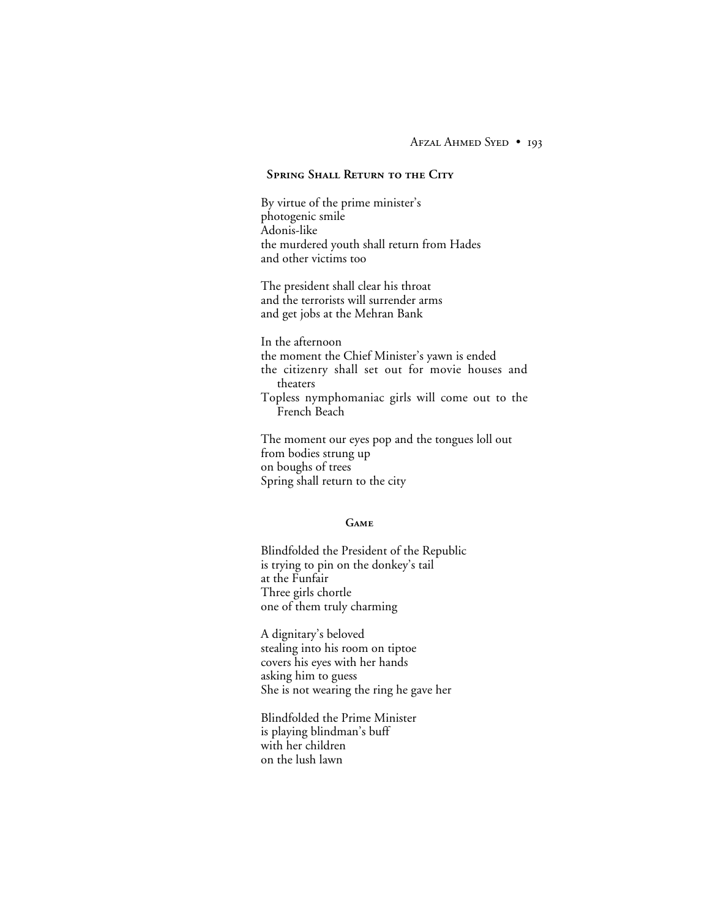## Spring Shall Return to the City

By virtue of the prime minister's
photogenic smile
Adonis-like
the murdered youth shall return from Hades
and other victims too

The president shall clear his throat
and the terrorists will surrender arms
and get jobs at the Mehran Bank

In the afternoon
the moment the Chief Minister's yawn is ended
the citizenry shall set out for movie houses and theaters
Topless nymphomaniac girls will come out to the French Beach

The moment our eyes pop and the tongues loll out
from bodies strung up
on boughs of trees
Spring shall return to the city

## Game

Blindfolded the President of the Republic
is trying to pin on the donkey's tail
at the Funfair
Three girls chortle
one of them truly charming

A dignitary's beloved
stealing into his room on tiptoe
covers his eyes with her hands
asking him to guess
She is not wearing the ring he gave her

Blindfolded the Prime Minister
is playing blindman's buff
with her children
on the lush lawn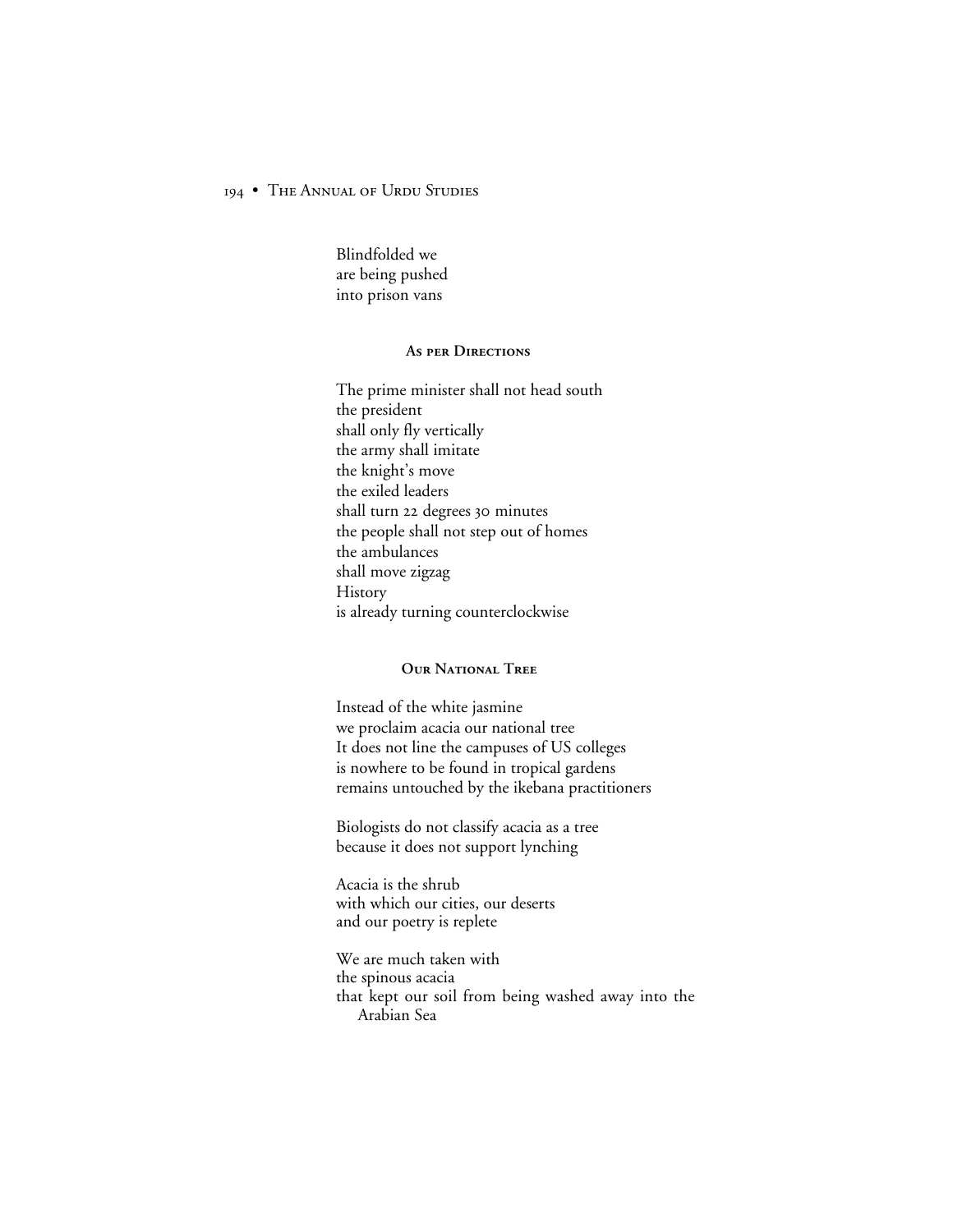Blindfolded we  
are being pushed  
into prison vans

### As per Directions

The prime minister shall not head south  
the president  
shall only fly vertically  
the army shall imitate  
the knight's move  
the exiled leaders  
shall turn 22 degrees 30 minutes  
the people shall not step out of homes  
the ambulances  
shall move zigzag  
History  
is already turning counterclockwise

### Our National Tree

Instead of the white jasmine  
we proclaim acacia our national tree  
It does not line the campuses of US colleges  
is nowhere to be found in tropical gardens  
remains untouched by the ikebana practitioners

Biologists do not classify acacia as a tree  
because it does not support lynching

Acacia is the shrub  
with which our cities, our deserts  
and our poetry is replete

We are much taken with  
the spinous acacia  
that kept our soil from being washed away into the Arabian Sea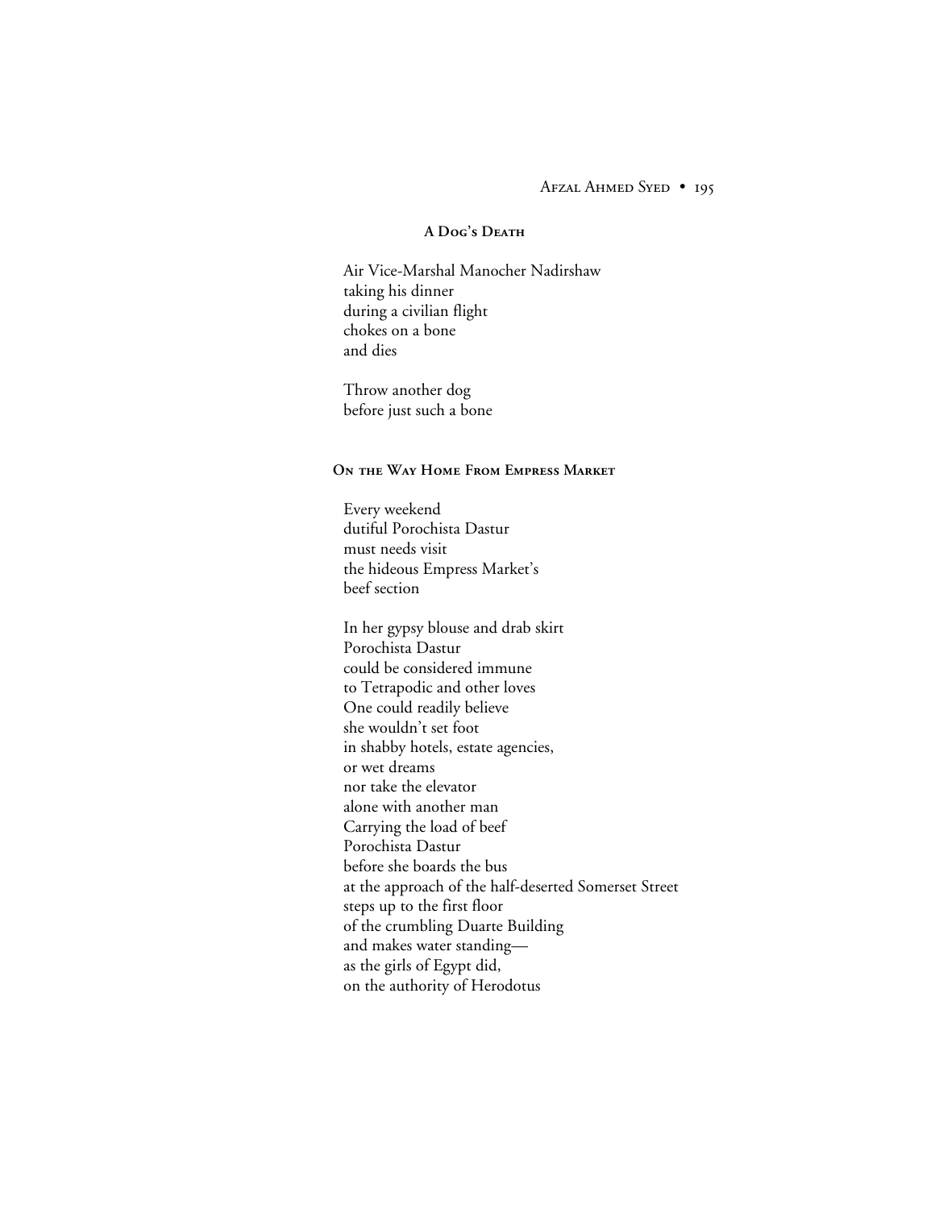## A Dog's Death

Air Vice-Marshal Manocher Nadirshaw
taking his dinner
during a civilian flight
chokes on a bone
and dies

Throw another dog
before just such a bone

## On the Way Home From Empress Market

Every weekend
dutiful Porochista Dastur
must needs visit
the hideous Empress Market's
beef section

In her gypsy blouse and drab skirt
Porochista Dastur
could be considered immune
to Tetrapodic and other loves
One could readily believe
she wouldn't set foot
in shabby hotels, estate agencies,
or wet dreams
nor take the elevator
alone with another man
Carrying the load of beef
Porochista Dastur
before she boards the bus
at the approach of the half-deserted Somerset Street
steps up to the first floor
of the crumbling Duarte Building
and makes water standing—
as the girls of Egypt did,
on the authority of Herodotus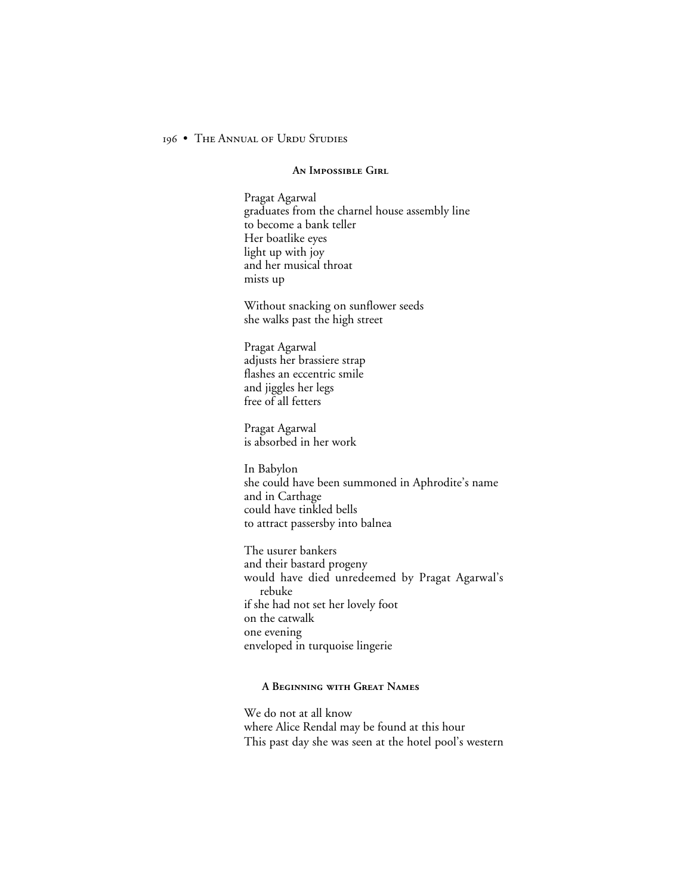### An Impossible Girl

Pragat Agarwal  
graduates from the charnel house assembly line  
to become a bank teller  
Her boatlike eyes  
light up with joy  
and her musical throat  
mists up

Without snacking on sunflower seeds  
she walks past the high street

Pragat Agarwal  
adjusts her brassiere strap  
flashes an eccentric smile  
and jiggles her legs  
free of all fetters

Pragat Agarwal  
is absorbed in her work

In Babylon  
she could have been summoned in Aphrodite's name  
and in Carthage  
could have tinkled bells  
to attract passersby into balnea

The usurer bankers  
and their bastard progeny  
would have died unredeemed by Pragat Agarwal's rebuke  
if she had not set her lovely foot  
on the catwalk  
one evening  
enveloped in turquoise lingerie

### A Beginning with Great Names

We do not at all know  
where Alice Rendal may be found at this hour  
This past day she was seen at the hotel pool's western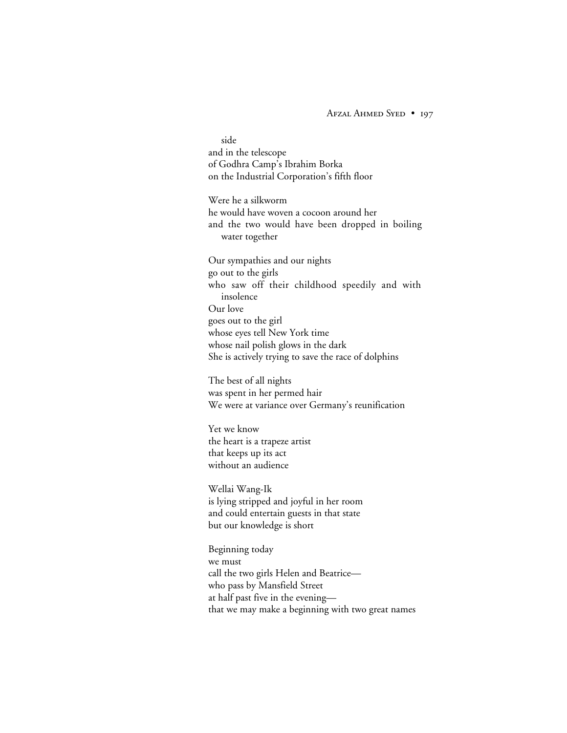side
and in the telescope
of Godhra Camp's Ibrahim Borka
on the Industrial Corporation's fifth floor

Were he a silkworm
he would have woven a cocoon around her
and the two would have been dropped in boiling water together

Our sympathies and our nights
go out to the girls
who saw off their childhood speedily and with insolence
Our love
goes out to the girl
whose eyes tell New York time
whose nail polish glows in the dark
She is actively trying to save the race of dolphins

The best of all nights
was spent in her permed hair
We were at variance over Germany's reunification

Yet we know
the heart is a trapeze artist
that keeps up its act
without an audience

Wellai Wang-Ik
is lying stripped and joyful in her room
and could entertain guests in that state
but our knowledge is short

Beginning today
we must
call the two girls Helen and Beatrice—
who pass by Mansfield Street
at half past five in the evening—
that we may make a beginning with two great names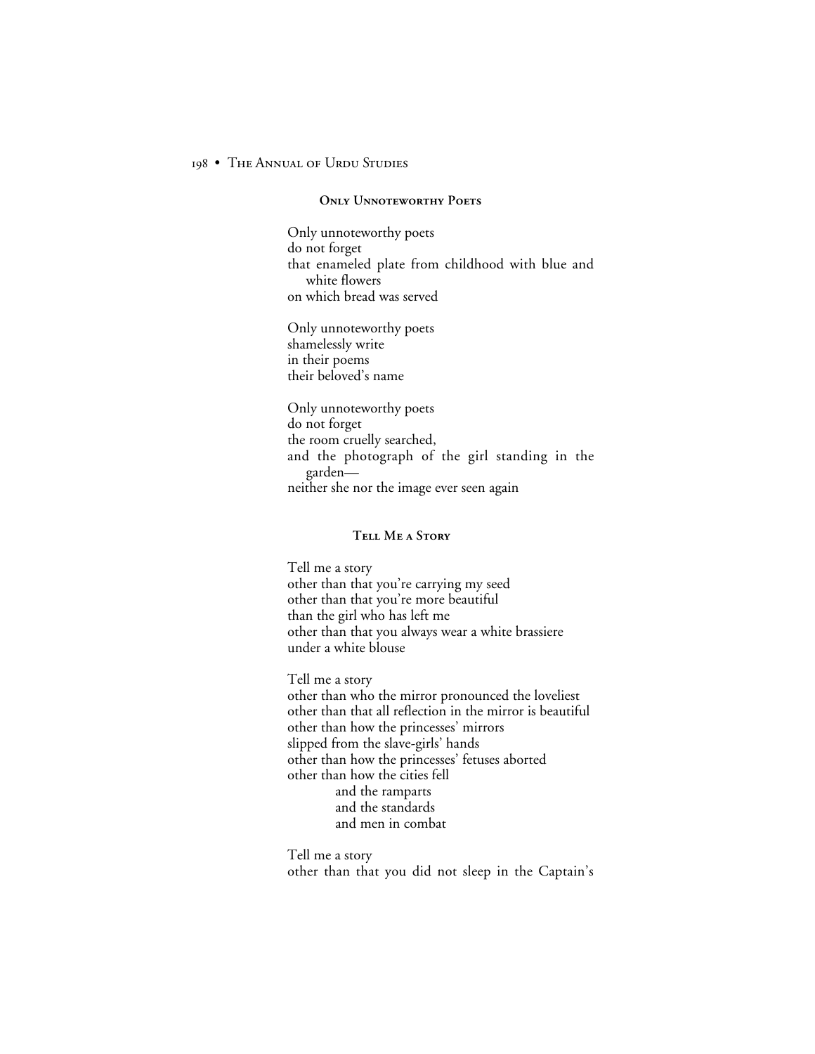### Only Unnoteworthy Poets

Only unnoteworthy poets
do not forget
that enameled plate from childhood with blue and white flowers
on which bread was served

Only unnoteworthy poets
shamelessly write
in their poems
their beloved's name

Only unnoteworthy poets
do not forget
the room cruelly searched,
and the photograph of the girl standing in the garden—
neither she nor the image ever seen again

### Tell Me a Story

Tell me a story
other than that you're carrying my seed
other than that you're more beautiful
than the girl who has left me
other than that you always wear a white brassiere
under a white blouse

Tell me a story
other than who the mirror pronounced the loveliest
other than that all reflection in the mirror is beautiful
other than how the princesses' mirrors
slipped from the slave-girls' hands
other than how the princesses' fetuses aborted
other than how the cities fell
    and the ramparts
    and the standards
    and men in combat

Tell me a story
other than that you did not sleep in the Captain's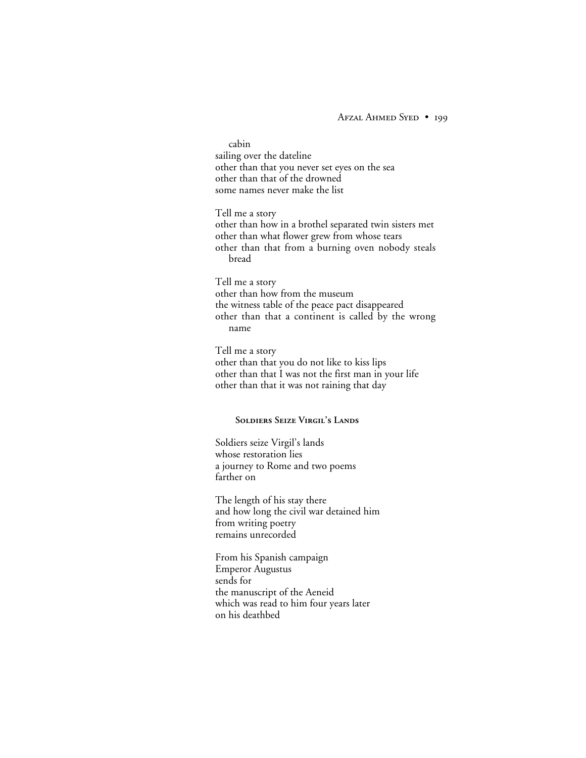cabin  
sailing over the dateline  
other than that you never set eyes on the sea  
other than that of the drowned  
some names never make the list

Tell me a story  
other than how in a brothel separated twin sisters met  
other than what flower grew from whose tears  
other than that from a burning oven nobody steals bread

Tell me a story  
other than how from the museum  
the witness table of the peace pact disappeared  
other than that a continent is called by the wrong name

Tell me a story  
other than that you do not like to kiss lips  
other than that I was not the first man in your life  
other than that it was not raining that day

### Soldiers Seize Virgil's Lands

Soldiers seize Virgil's lands  
whose restoration lies  
a journey to Rome and two poems  
farther on

The length of his stay there  
and how long the civil war detained him  
from writing poetry  
remains unrecorded

From his Spanish campaign  
Emperor Augustus  
sends for  
the manuscript of the Aeneid  
which was read to him four years later  
on his deathbed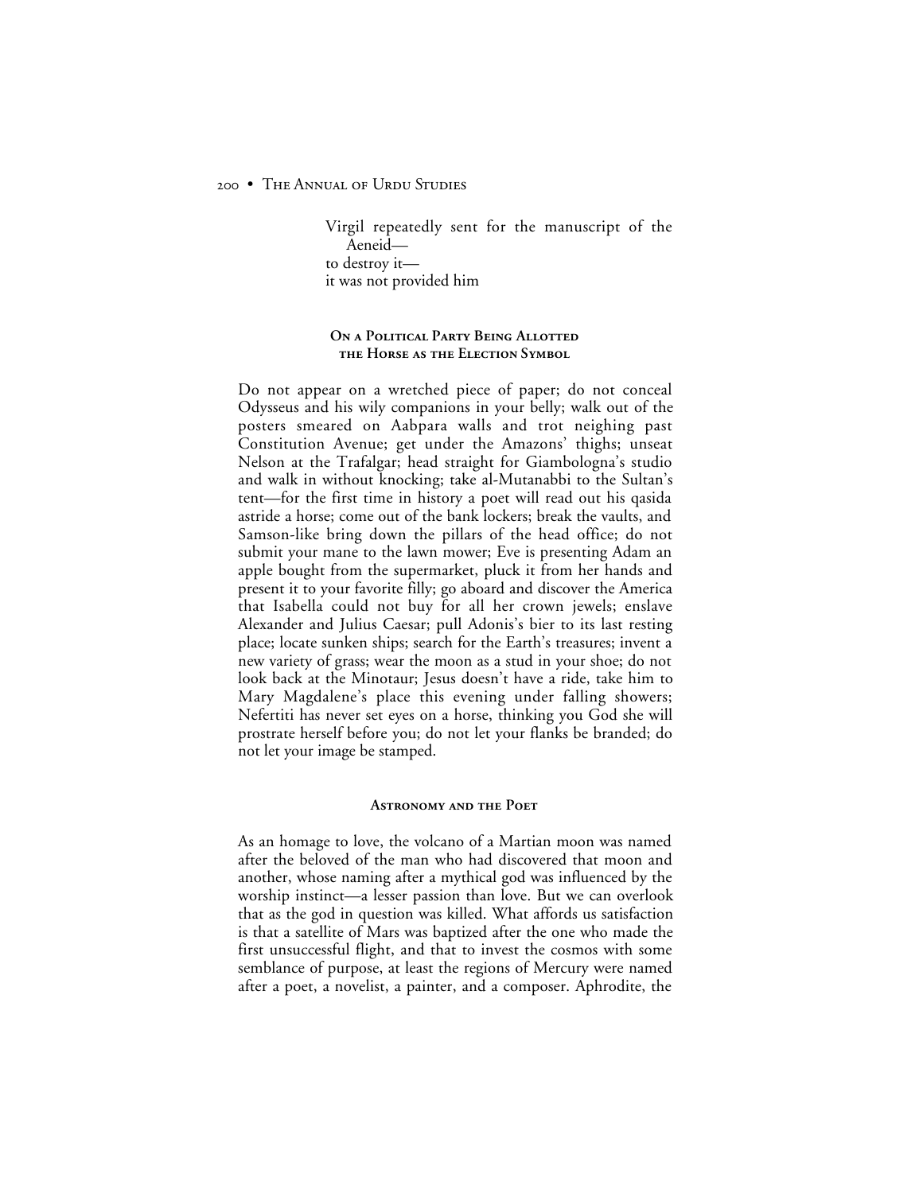Virgil repeatedly sent for the manuscript of the Aeneid—  
to destroy it—  
it was not provided him

### On a Political Party Being Allotted the Horse as the Election Symbol

Do not appear on a wretched piece of paper; do not conceal Odysseus and his wily companions in your belly; walk out of the posters smeared on Aabpara walls and trot neighing past Constitution Avenue; get under the Amazons' thighs; unseat Nelson at the Trafalgar; head straight for Giambologna's studio and walk in without knocking; take al-Mutanabbi to the Sultan's tent—for the first time in history a poet will read out his qasida astride a horse; come out of the bank lockers; break the vaults, and Samson-like bring down the pillars of the head office; do not submit your mane to the lawn mower; Eve is presenting Adam an apple bought from the supermarket, pluck it from her hands and present it to your favorite filly; go aboard and discover the America that Isabella could not buy for all her crown jewels; enslave Alexander and Julius Caesar; pull Adonis's bier to its last resting place; locate sunken ships; search for the Earth's treasures; invent a new variety of grass; wear the moon as a stud in your shoe; do not look back at the Minotaur; Jesus doesn't have a ride, take him to Mary Magdalene's place this evening under falling showers; Nefertiti has never set eyes on a horse, thinking you God she will prostrate herself before you; do not let your flanks be branded; do not let your image be stamped.

### Astronomy and the Poet

As an homage to love, the volcano of a Martian moon was named after the beloved of the man who had discovered that moon and another, whose naming after a mythical god was influenced by the worship instinct—a lesser passion than love. But we can overlook that as the god in question was killed. What affords us satisfaction is that a satellite of Mars was baptized after the one who made the first unsuccessful flight, and that to invest the cosmos with some semblance of purpose, at least the regions of Mercury were named after a poet, a novelist, a painter, and a composer. Aphrodite, the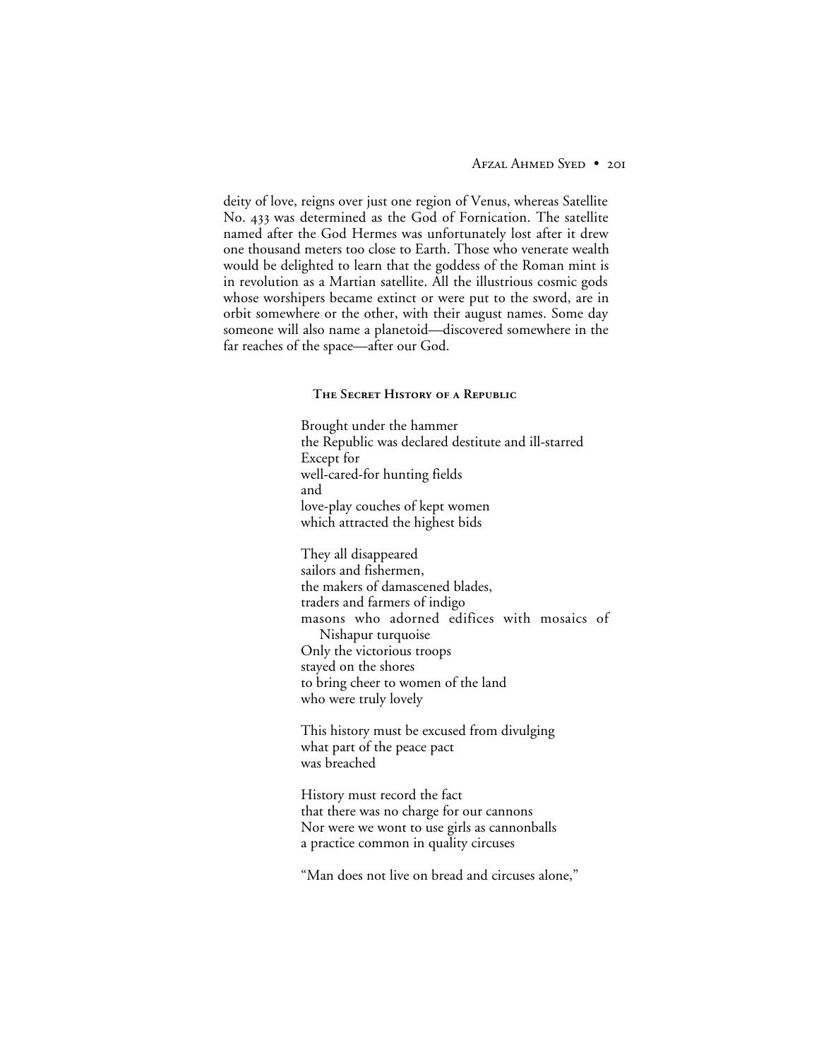deity of love, reigns over just one region of Venus, whereas Satellite No. 433 was determined as the God of Fornication. The satellite named after the God Hermes was unfortunately lost after it drew one thousand meters too close to Earth. Those who venerate wealth would be delighted to learn that the goddess of the Roman mint is in revolution as a Martian satellite. All the illustrious cosmic gods whose worshipers became extinct or were put to the sword, are in orbit somewhere or the other, with their august names. Some day someone will also name a planetoid—discovered somewhere in the far reaches of the space—after our God.

## The Secret History of a Republic

Brought under the hammer  
the Republic was declared destitute and ill-starred  
Except for  
well-cared-for hunting fields  
and  
love-play couches of kept women  
which attracted the highest bids

They all disappeared  
sailors and fishermen,  
the makers of damascened blades,  
traders and farmers of indigo  
masons who adorned edifices with mosaics of Nishapur turquoise  
Only the victorious troops  
stayed on the shores  
to bring cheer to women of the land  
who were truly lovely

This history must be excused from divulging  
what part of the peace pact  
was breached

History must record the fact  
that there was no charge for our cannons  
Nor were we wont to use girls as cannonballs  
a practice common in quality circuses

"Man does not live on bread and circuses alone,"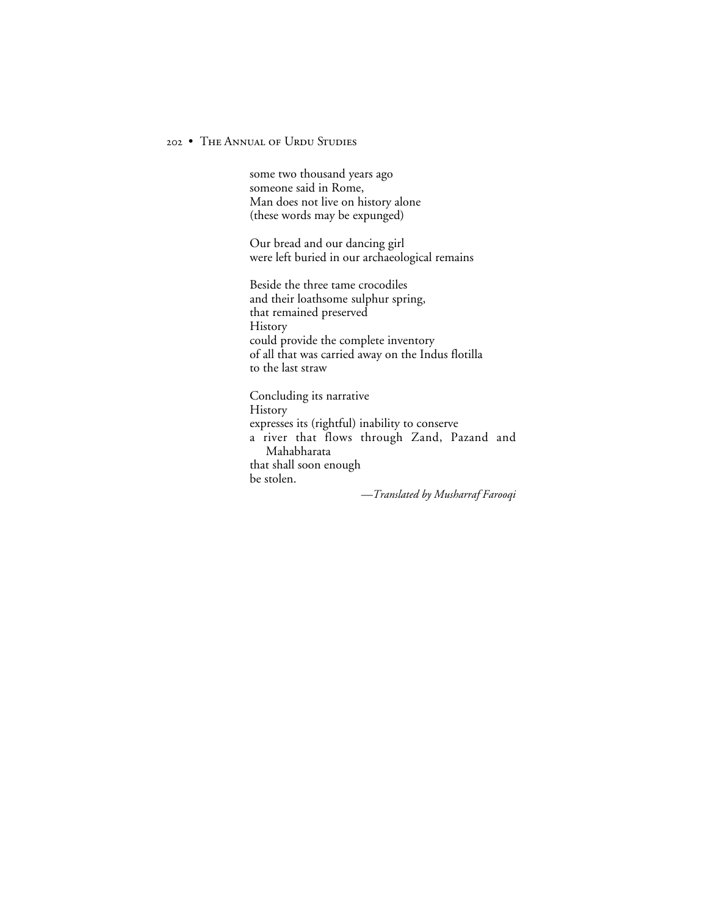some two thousand years ago  
someone said in Rome,  
Man does not live on history alone  
(these words may be expunged)

Our bread and our dancing girl  
were left buried in our archaeological remains

Beside the three tame crocodiles  
and their loathsome sulphur spring,  
that remained preserved  
History  
could provide the complete inventory  
of all that was carried away on the Indus flotilla  
to the last straw

Concluding its narrative  
History  
expresses its (rightful) inability to conserve  
a river that flows through Zand, Pazand and Mahabharata  
that shall soon enough  
be stolen.

—*Translated by Musharraf Farooqi*